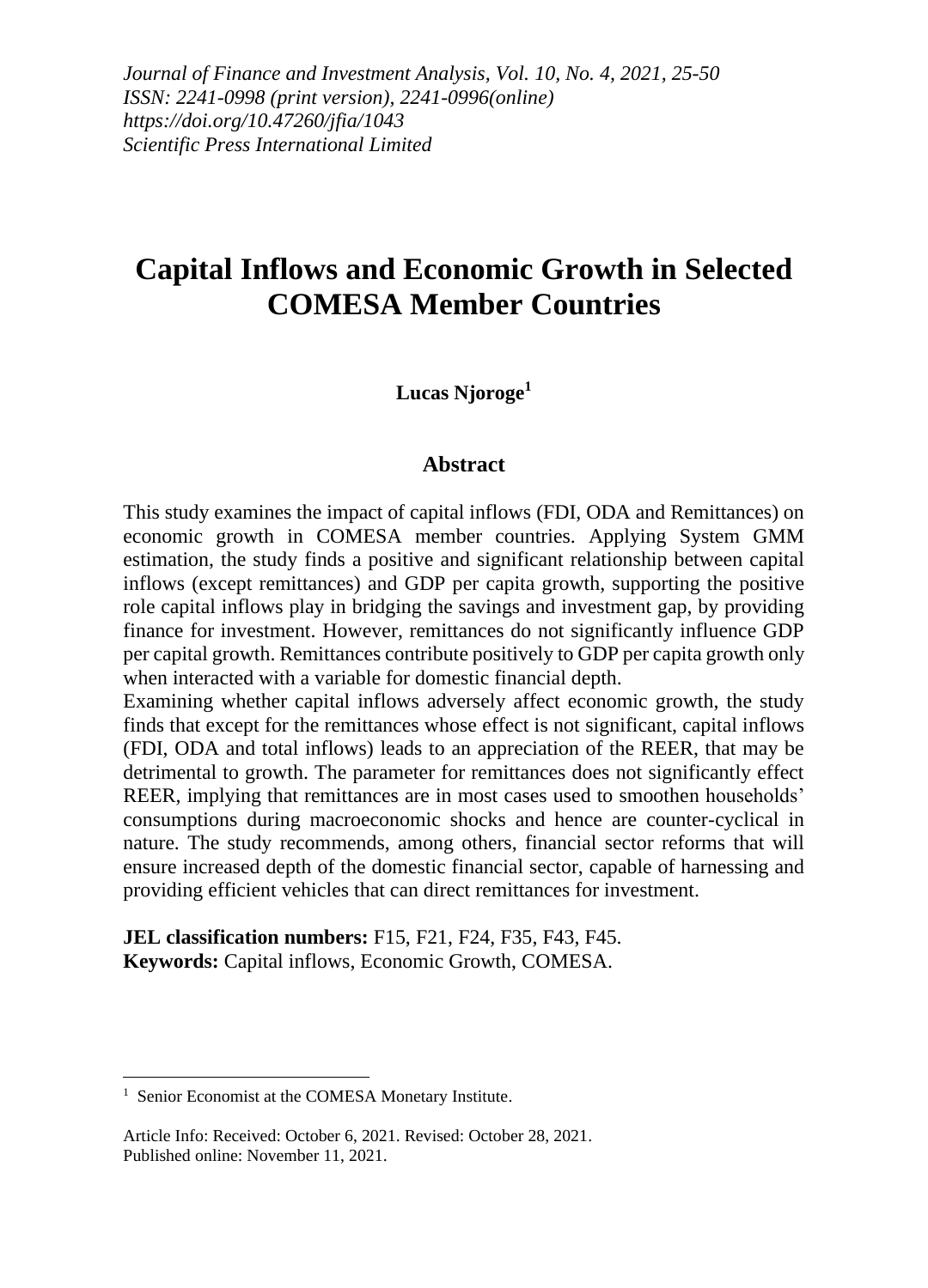*Journal of Finance and Investment Analysis, Vol. 10, No. 4, 2021, 25-50*
*ISSN: 2241-0998 (print version), 2241-0996(online)*
*https://doi.org/10.47260/jfia/1043*
*Scientific Press International Limited*

# Capital Inflows and Economic Growth in Selected COMESA Member Countries

**Lucas Njoroge[1]**

## Abstract

This study examines the impact of capital inflows (FDI, ODA and Remittances) on economic growth in COMESA member countries. Applying System GMM estimation, the study finds a positive and significant relationship between capital inflows (except remittances) and GDP per capita growth, supporting the positive role capital inflows play in bridging the savings and investment gap, by providing finance for investment. However, remittances do not significantly influence GDP per capital growth. Remittances contribute positively to GDP per capita growth only when interacted with a variable for domestic financial depth.

Examining whether capital inflows adversely affect economic growth, the study finds that except for the remittances whose effect is not significant, capital inflows (FDI, ODA and total inflows) leads to an appreciation of the REER, that may be detrimental to growth. The parameter for remittances does not significantly effect REER, implying that remittances are in most cases used to smoothen households' consumptions during macroeconomic shocks and hence are counter-cyclical in nature. The study recommends, among others, financial sector reforms that will ensure increased depth of the domestic financial sector, capable of harnessing and providing efficient vehicles that can direct remittances for investment.

**JEL classification numbers:** F15, F21, F24, F35, F43, F45.
**Keywords:** Capital inflows, Economic Growth, COMESA.

---

[1] Senior Economist at the COMESA Monetary Institute.

Article Info: Received: October 6, 2021. Revised: October 28, 2021.
Published online: November 11, 2021.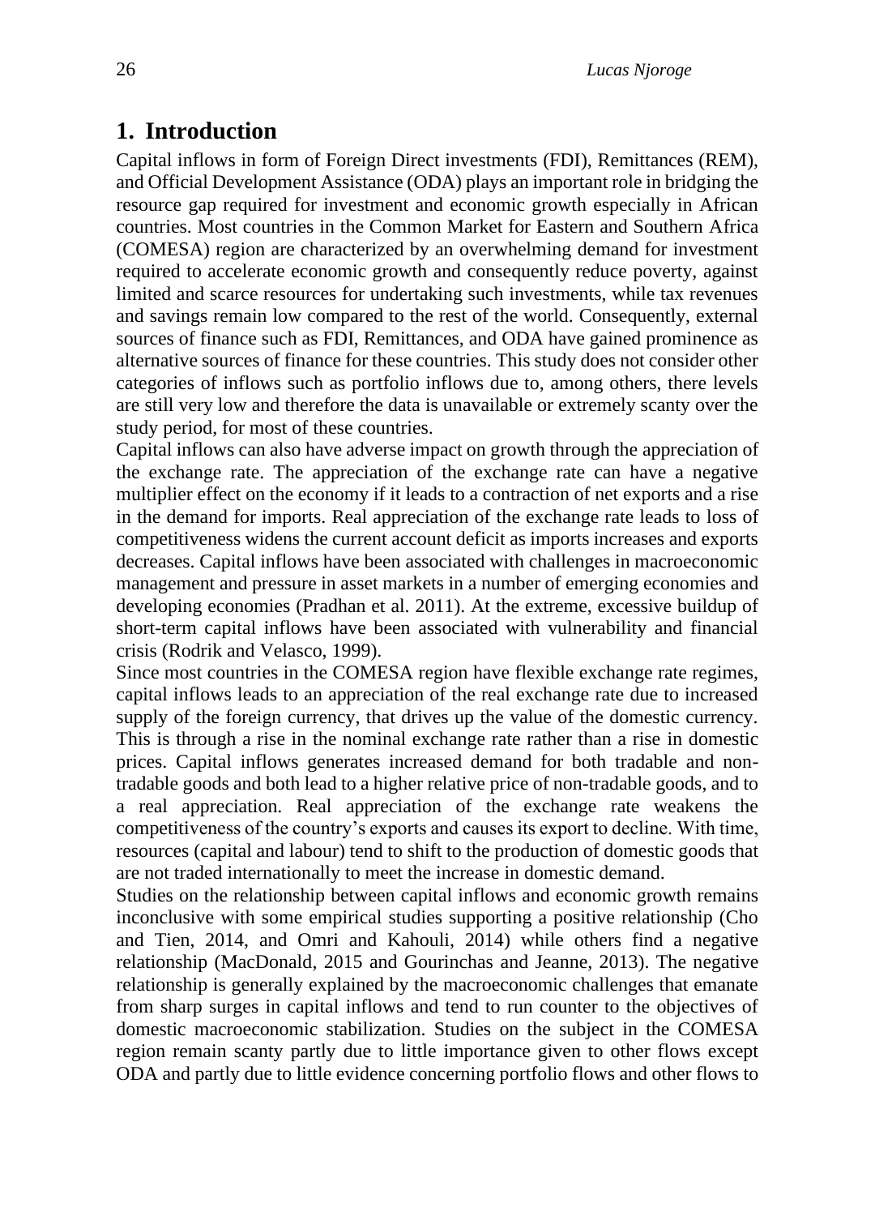# 1. Introduction

Capital inflows in form of Foreign Direct investments (FDI), Remittances (REM), and Official Development Assistance (ODA) plays an important role in bridging the resource gap required for investment and economic growth especially in African countries. Most countries in the Common Market for Eastern and Southern Africa (COMESA) region are characterized by an overwhelming demand for investment required to accelerate economic growth and consequently reduce poverty, against limited and scarce resources for undertaking such investments, while tax revenues and savings remain low compared to the rest of the world. Consequently, external sources of finance such as FDI, Remittances, and ODA have gained prominence as alternative sources of finance for these countries. This study does not consider other categories of inflows such as portfolio inflows due to, among others, there levels are still very low and therefore the data is unavailable or extremely scanty over the study period, for most of these countries.

Capital inflows can also have adverse impact on growth through the appreciation of the exchange rate. The appreciation of the exchange rate can have a negative multiplier effect on the economy if it leads to a contraction of net exports and a rise in the demand for imports. Real appreciation of the exchange rate leads to loss of competitiveness widens the current account deficit as imports increases and exports decreases. Capital inflows have been associated with challenges in macroeconomic management and pressure in asset markets in a number of emerging economies and developing economies (Pradhan et al. 2011). At the extreme, excessive buildup of short-term capital inflows have been associated with vulnerability and financial crisis (Rodrik and Velasco, 1999).

Since most countries in the COMESA region have flexible exchange rate regimes, capital inflows leads to an appreciation of the real exchange rate due to increased supply of the foreign currency, that drives up the value of the domestic currency. This is through a rise in the nominal exchange rate rather than a rise in domestic prices. Capital inflows generates increased demand for both tradable and non-tradable goods and both lead to a higher relative price of non-tradable goods, and to a real appreciation. Real appreciation of the exchange rate weakens the competitiveness of the country's exports and causes its export to decline. With time, resources (capital and labour) tend to shift to the production of domestic goods that are not traded internationally to meet the increase in domestic demand.

Studies on the relationship between capital inflows and economic growth remains inconclusive with some empirical studies supporting a positive relationship (Cho and Tien, 2014, and Omri and Kahouli, 2014) while others find a negative relationship (MacDonald, 2015 and Gourinchas and Jeanne, 2013). The negative relationship is generally explained by the macroeconomic challenges that emanate from sharp surges in capital inflows and tend to run counter to the objectives of domestic macroeconomic stabilization. Studies on the subject in the COMESA region remain scanty partly due to little importance given to other flows except ODA and partly due to little evidence concerning portfolio flows and other flows to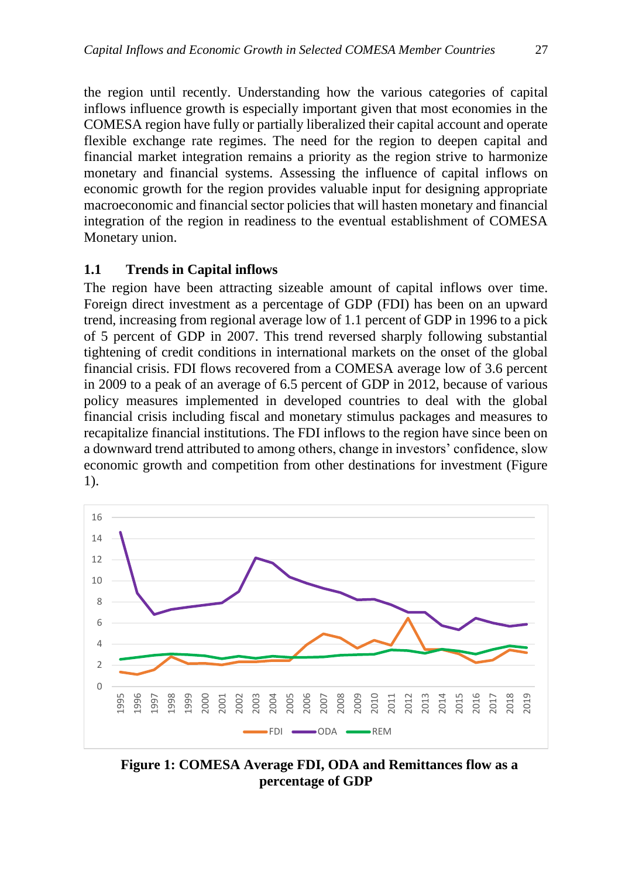the region until recently. Understanding how the various categories of capital inflows influence growth is especially important given that most economies in the COMESA region have fully or partially liberalized their capital account and operate flexible exchange rate regimes. The need for the region to deepen capital and financial market integration remains a priority as the region strive to harmonize monetary and financial systems. Assessing the influence of capital inflows on economic growth for the region provides valuable input for designing appropriate macroeconomic and financial sector policies that will hasten monetary and financial integration of the region in readiness to the eventual establishment of COMESA Monetary union.

## 1.1 Trends in Capital inflows

The region have been attracting sizeable amount of capital inflows over time. Foreign direct investment as a percentage of GDP (FDI) has been on an upward trend, increasing from regional average low of 1.1 percent of GDP in 1996 to a pick of 5 percent of GDP in 2007. This trend reversed sharply following substantial tightening of credit conditions in international markets on the onset of the global financial crisis. FDI flows recovered from a COMESA average low of 3.6 percent in 2009 to a peak of an average of 6.5 percent of GDP in 2012, because of various policy measures implemented in developed countries to deal with the global financial crisis including fiscal and monetary stimulus packages and measures to recapitalize financial institutions. The FDI inflows to the region have since been on a downward trend attributed to among others, change in investors' confidence, slow economic growth and competition from other destinations for investment (Figure 1).

**Figure 1: COMESA Average FDI, ODA and Remittances flow as a percentage of GDP**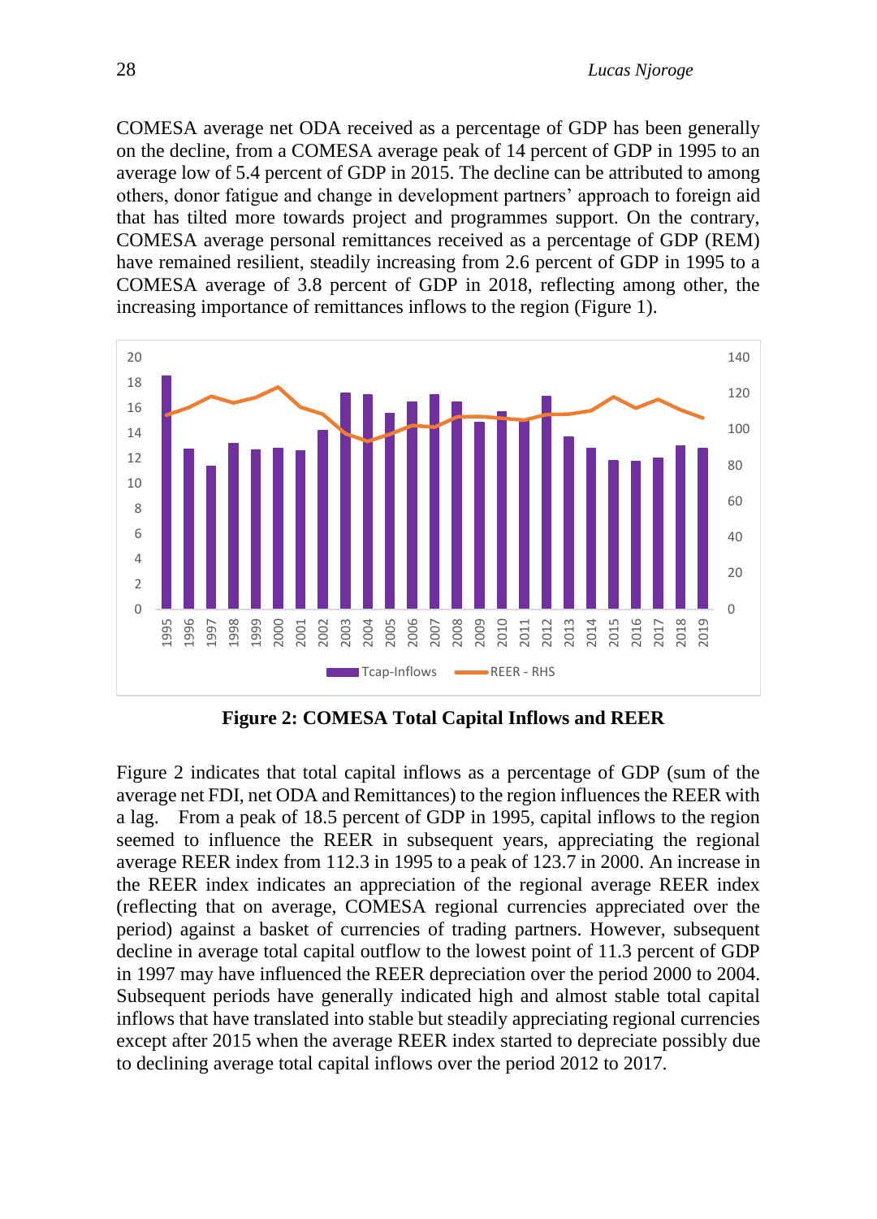COMESA average net ODA received as a percentage of GDP has been generally on the decline, from a COMESA average peak of 14 percent of GDP in 1995 to an average low of 5.4 percent of GDP in 2015. The decline can be attributed to among others, donor fatigue and change in development partners' approach to foreign aid that has tilted more towards project and programmes support. On the contrary, COMESA average personal remittances received as a percentage of GDP (REM) have remained resilient, steadily increasing from 2.6 percent of GDP in 1995 to a COMESA average of 3.8 percent of GDP in 2018, reflecting among other, the increasing importance of remittances inflows to the region (Figure 1).

20
18
16
14
12
10
8
6
4
2
0

140
120
100
80
60
40
20
0

1995 1996 1997 1998 1999 2000 2001 2002 2003 2004 2005 2006 2007 2008 2009 2010 2011 2012 2013 2014 2015 2016 2017 2018 2019

Tcap-Inflows
REER - RHS

**Figure 2: COMESA Total Capital Inflows and REER**

Figure 2 indicates that total capital inflows as a percentage of GDP (sum of the average net FDI, net ODA and Remittances) to the region influences the REER with a lag. From a peak of 18.5 percent of GDP in 1995, capital inflows to the region seemed to influence the REER in subsequent years, appreciating the regional average REER index from 112.3 in 1995 to a peak of 123.7 in 2000. An increase in the REER index indicates an appreciation of the regional average REER index (reflecting that on average, COMESA regional currencies appreciated over the period) against a basket of currencies of trading partners. However, subsequent decline in average total capital outflow to the lowest point of 11.3 percent of GDP in 1997 may have influenced the REER depreciation over the period 2000 to 2004. Subsequent periods have generally indicated high and almost stable total capital inflows that have translated into stable but steadily appreciating regional currencies except after 2015 when the average REER index started to depreciate possibly due to declining average total capital inflows over the period 2012 to 2017.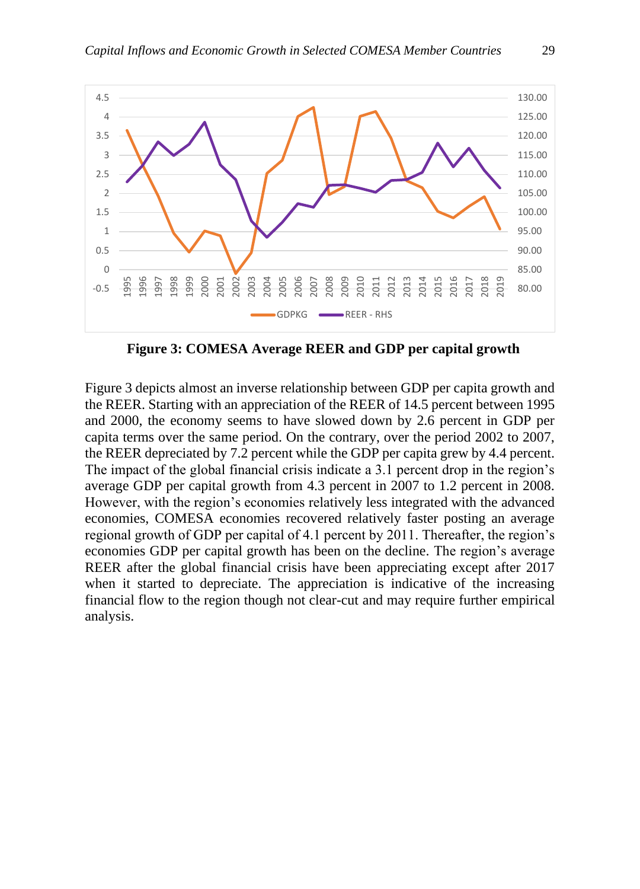4.5
4
3.5
3
2.5
2
1.5
1
0.5
0
-0.5

130.00
125.00
120.00
115.00
110.00
105.00
100.00
95.00
90.00
85.00
80.00

1995
1996
1997
1998
1999
2000
2001
2002
2003
2004
2005
2006
2007
2008
2009
2010
2011
2012
2013
2014
2015
2016
2017
2018
2019

GDPKG
REER - RHS

**Figure 3: COMESA Average REER and GDP per capital growth**

Figure 3 depicts almost an inverse relationship between GDP per capita growth and the REER. Starting with an appreciation of the REER of 14.5 percent between 1995 and 2000, the economy seems to have slowed down by 2.6 percent in GDP per capita terms over the same period. On the contrary, over the period 2002 to 2007, the REER depreciated by 7.2 percent while the GDP per capita grew by 4.4 percent. The impact of the global financial crisis indicate a 3.1 percent drop in the region's average GDP per capital growth from 4.3 percent in 2007 to 1.2 percent in 2008. However, with the region's economies relatively less integrated with the advanced economies, COMESA economies recovered relatively faster posting an average regional growth of GDP per capital of 4.1 percent by 2011. Thereafter, the region's economies GDP per capital growth has been on the decline. The region's average REER after the global financial crisis have been appreciating except after 2017 when it started to depreciate. The appreciation is indicative of the increasing financial flow to the region though not clear-cut and may require further empirical analysis.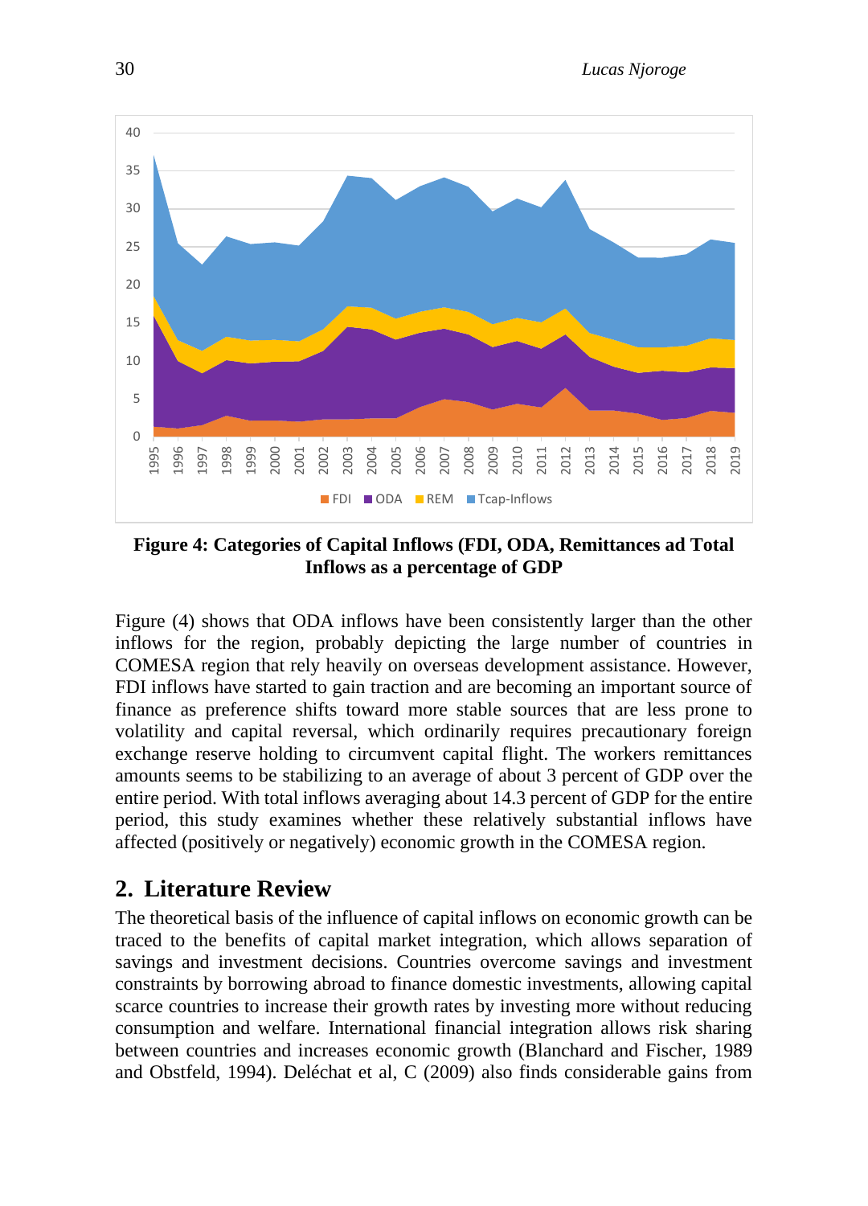40
35
30
25
20
15
10
5
0

1995 1996 1997 1998 1999 2000 2001 2002 2003 2004 2005 2006 2007 2008 2009 2010 2011 2012 2013 2014 2015 2016 2017 2018 2019

FDI ODA REM Tcap-Inflows

**Figure 4: Categories of Capital Inflows (FDI, ODA, Remittances ad Total Inflows as a percentage of GDP**

Figure (4) shows that ODA inflows have been consistently larger than the other inflows for the region, probably depicting the large number of countries in COMESA region that rely heavily on overseas development assistance. However, FDI inflows have started to gain traction and are becoming an important source of finance as preference shifts toward more stable sources that are less prone to volatility and capital reversal, which ordinarily requires precautionary foreign exchange reserve holding to circumvent capital flight. The workers remittances amounts seems to be stabilizing to an average of about 3 percent of GDP over the entire period. With total inflows averaging about 14.3 percent of GDP for the entire period, this study examines whether these relatively substantial inflows have affected (positively or negatively) economic growth in the COMESA region.

## 2. Literature Review

The theoretical basis of the influence of capital inflows on economic growth can be traced to the benefits of capital market integration, which allows separation of savings and investment decisions. Countries overcome savings and investment constraints by borrowing abroad to finance domestic investments, allowing capital scarce countries to increase their growth rates by investing more without reducing consumption and welfare. International financial integration allows risk sharing between countries and increases economic growth (Blanchard and Fischer, 1989 and Obstfeld, 1994). Deléchat et al, C (2009) also finds considerable gains from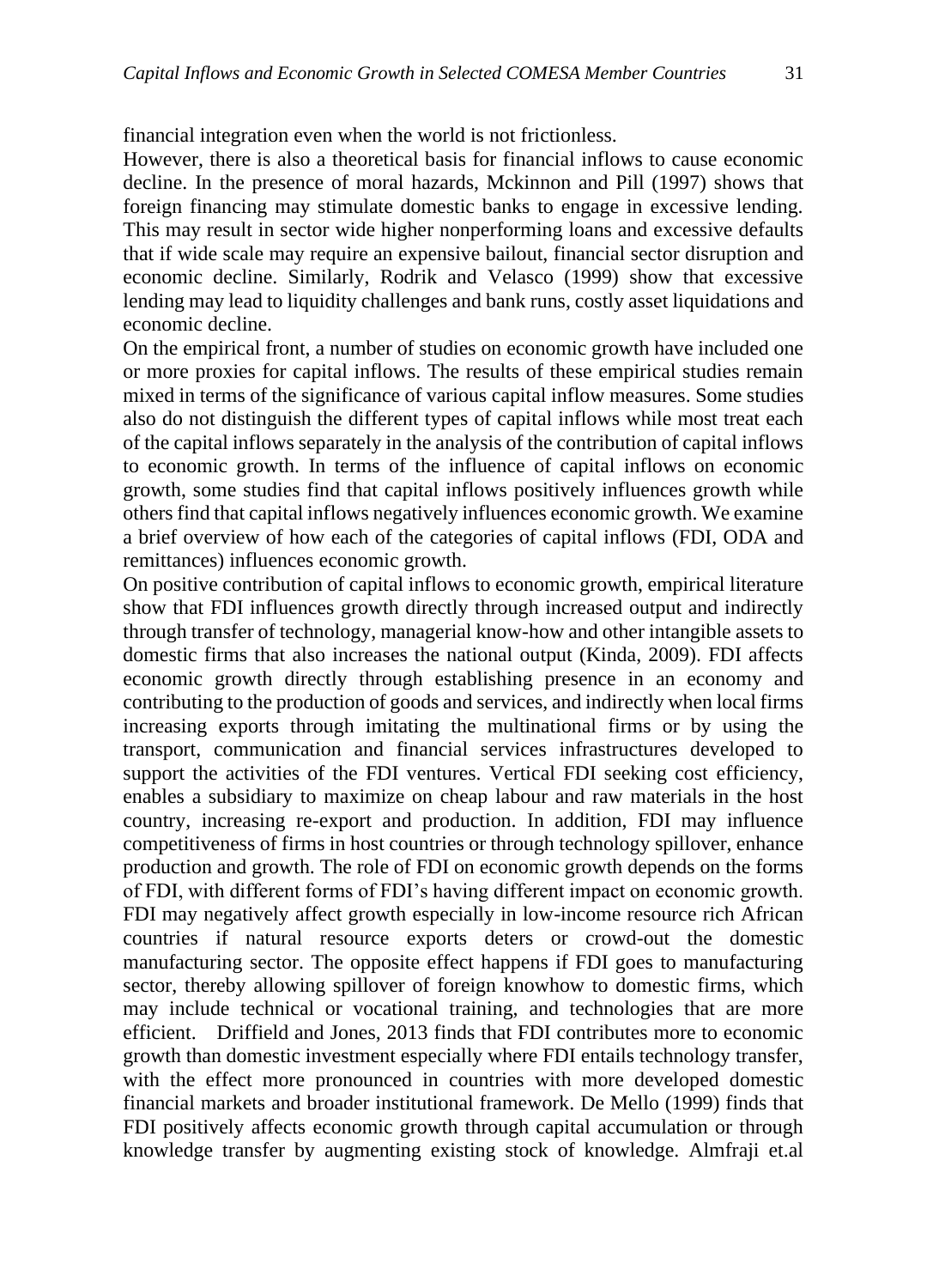financial integration even when the world is not frictionless.

However, there is also a theoretical basis for financial inflows to cause economic decline. In the presence of moral hazards, Mckinnon and Pill (1997) shows that foreign financing may stimulate domestic banks to engage in excessive lending. This may result in sector wide higher nonperforming loans and excessive defaults that if wide scale may require an expensive bailout, financial sector disruption and economic decline. Similarly, Rodrik and Velasco (1999) show that excessive lending may lead to liquidity challenges and bank runs, costly asset liquidations and economic decline.

On the empirical front, a number of studies on economic growth have included one or more proxies for capital inflows. The results of these empirical studies remain mixed in terms of the significance of various capital inflow measures. Some studies also do not distinguish the different types of capital inflows while most treat each of the capital inflows separately in the analysis of the contribution of capital inflows to economic growth. In terms of the influence of capital inflows on economic growth, some studies find that capital inflows positively influences growth while others find that capital inflows negatively influences economic growth. We examine a brief overview of how each of the categories of capital inflows (FDI, ODA and remittances) influences economic growth.

On positive contribution of capital inflows to economic growth, empirical literature show that FDI influences growth directly through increased output and indirectly through transfer of technology, managerial know-how and other intangible assets to domestic firms that also increases the national output (Kinda, 2009). FDI affects economic growth directly through establishing presence in an economy and contributing to the production of goods and services, and indirectly when local firms increasing exports through imitating the multinational firms or by using the transport, communication and financial services infrastructures developed to support the activities of the FDI ventures. Vertical FDI seeking cost efficiency, enables a subsidiary to maximize on cheap labour and raw materials in the host country, increasing re-export and production. In addition, FDI may influence competitiveness of firms in host countries or through technology spillover, enhance production and growth. The role of FDI on economic growth depends on the forms of FDI, with different forms of FDI's having different impact on economic growth. FDI may negatively affect growth especially in low-income resource rich African countries if natural resource exports deters or crowd-out the domestic manufacturing sector. The opposite effect happens if FDI goes to manufacturing sector, thereby allowing spillover of foreign knowhow to domestic firms, which may include technical or vocational training, and technologies that are more efficient. Driffield and Jones, 2013 finds that FDI contributes more to economic growth than domestic investment especially where FDI entails technology transfer, with the effect more pronounced in countries with more developed domestic financial markets and broader institutional framework. De Mello (1999) finds that FDI positively affects economic growth through capital accumulation or through knowledge transfer by augmenting existing stock of knowledge. Almfraji et.al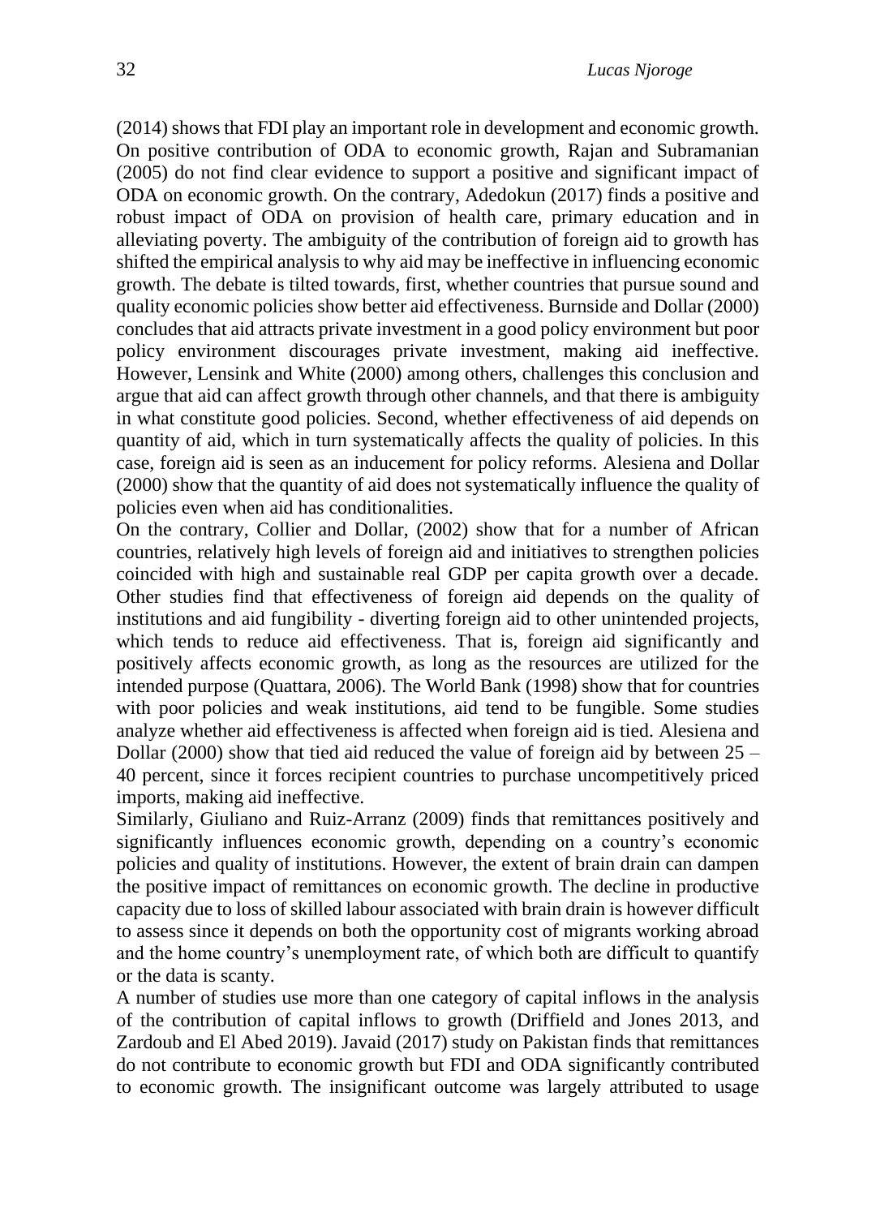(2014) shows that FDI play an important role in development and economic growth. On positive contribution of ODA to economic growth, Rajan and Subramanian (2005) do not find clear evidence to support a positive and significant impact of ODA on economic growth. On the contrary, Adedokun (2017) finds a positive and robust impact of ODA on provision of health care, primary education and in alleviating poverty. The ambiguity of the contribution of foreign aid to growth has shifted the empirical analysis to why aid may be ineffective in influencing economic growth. The debate is tilted towards, first, whether countries that pursue sound and quality economic policies show better aid effectiveness. Burnside and Dollar (2000) concludes that aid attracts private investment in a good policy environment but poor policy environment discourages private investment, making aid ineffective. However, Lensink and White (2000) among others, challenges this conclusion and argue that aid can affect growth through other channels, and that there is ambiguity in what constitute good policies. Second, whether effectiveness of aid depends on quantity of aid, which in turn systematically affects the quality of policies. In this case, foreign aid is seen as an inducement for policy reforms. Alesiena and Dollar (2000) show that the quantity of aid does not systematically influence the quality of policies even when aid has conditionalities.

On the contrary, Collier and Dollar, (2002) show that for a number of African countries, relatively high levels of foreign aid and initiatives to strengthen policies coincided with high and sustainable real GDP per capita growth over a decade. Other studies find that effectiveness of foreign aid depends on the quality of institutions and aid fungibility - diverting foreign aid to other unintended projects, which tends to reduce aid effectiveness. That is, foreign aid significantly and positively affects economic growth, as long as the resources are utilized for the intended purpose (Quattara, 2006). The World Bank (1998) show that for countries with poor policies and weak institutions, aid tend to be fungible. Some studies analyze whether aid effectiveness is affected when foreign aid is tied. Alesiena and Dollar (2000) show that tied aid reduced the value of foreign aid by between 25 – 40 percent, since it forces recipient countries to purchase uncompetitively priced imports, making aid ineffective.

Similarly, Giuliano and Ruiz-Arranz (2009) finds that remittances positively and significantly influences economic growth, depending on a country's economic policies and quality of institutions. However, the extent of brain drain can dampen the positive impact of remittances on economic growth. The decline in productive capacity due to loss of skilled labour associated with brain drain is however difficult to assess since it depends on both the opportunity cost of migrants working abroad and the home country's unemployment rate, of which both are difficult to quantify or the data is scanty.

A number of studies use more than one category of capital inflows in the analysis of the contribution of capital inflows to growth (Driffield and Jones 2013, and Zardoub and El Abed 2019). Javaid (2017) study on Pakistan finds that remittances do not contribute to economic growth but FDI and ODA significantly contributed to economic growth. The insignificant outcome was largely attributed to usage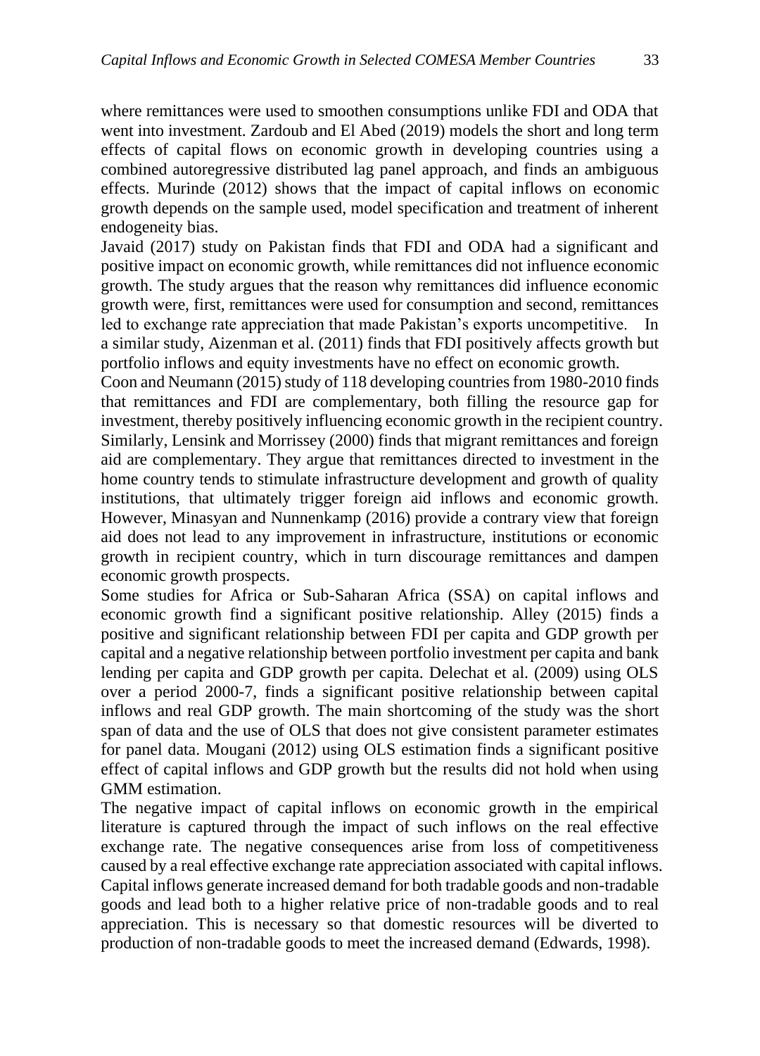where remittances were used to smoothen consumptions unlike FDI and ODA that went into investment. Zardoub and El Abed (2019) models the short and long term effects of capital flows on economic growth in developing countries using a combined autoregressive distributed lag panel approach, and finds an ambiguous effects. Murinde (2012) shows that the impact of capital inflows on economic growth depends on the sample used, model specification and treatment of inherent endogeneity bias.

Javaid (2017) study on Pakistan finds that FDI and ODA had a significant and positive impact on economic growth, while remittances did not influence economic growth. The study argues that the reason why remittances did influence economic growth were, first, remittances were used for consumption and second, remittances led to exchange rate appreciation that made Pakistan's exports uncompetitive. In a similar study, Aizenman et al. (2011) finds that FDI positively affects growth but portfolio inflows and equity investments have no effect on economic growth.

Coon and Neumann (2015) study of 118 developing countries from 1980-2010 finds that remittances and FDI are complementary, both filling the resource gap for investment, thereby positively influencing economic growth in the recipient country. Similarly, Lensink and Morrissey (2000) finds that migrant remittances and foreign aid are complementary. They argue that remittances directed to investment in the home country tends to stimulate infrastructure development and growth of quality institutions, that ultimately trigger foreign aid inflows and economic growth. However, Minasyan and Nunnenkamp (2016) provide a contrary view that foreign aid does not lead to any improvement in infrastructure, institutions or economic growth in recipient country, which in turn discourage remittances and dampen economic growth prospects.

Some studies for Africa or Sub-Saharan Africa (SSA) on capital inflows and economic growth find a significant positive relationship. Alley (2015) finds a positive and significant relationship between FDI per capita and GDP growth per capital and a negative relationship between portfolio investment per capita and bank lending per capita and GDP growth per capita. Delechat et al. (2009) using OLS over a period 2000-7, finds a significant positive relationship between capital inflows and real GDP growth. The main shortcoming of the study was the short span of data and the use of OLS that does not give consistent parameter estimates for panel data. Mougani (2012) using OLS estimation finds a significant positive effect of capital inflows and GDP growth but the results did not hold when using GMM estimation.

The negative impact of capital inflows on economic growth in the empirical literature is captured through the impact of such inflows on the real effective exchange rate. The negative consequences arise from loss of competitiveness caused by a real effective exchange rate appreciation associated with capital inflows. Capital inflows generate increased demand for both tradable goods and non-tradable goods and lead both to a higher relative price of non-tradable goods and to real appreciation. This is necessary so that domestic resources will be diverted to production of non-tradable goods to meet the increased demand (Edwards, 1998).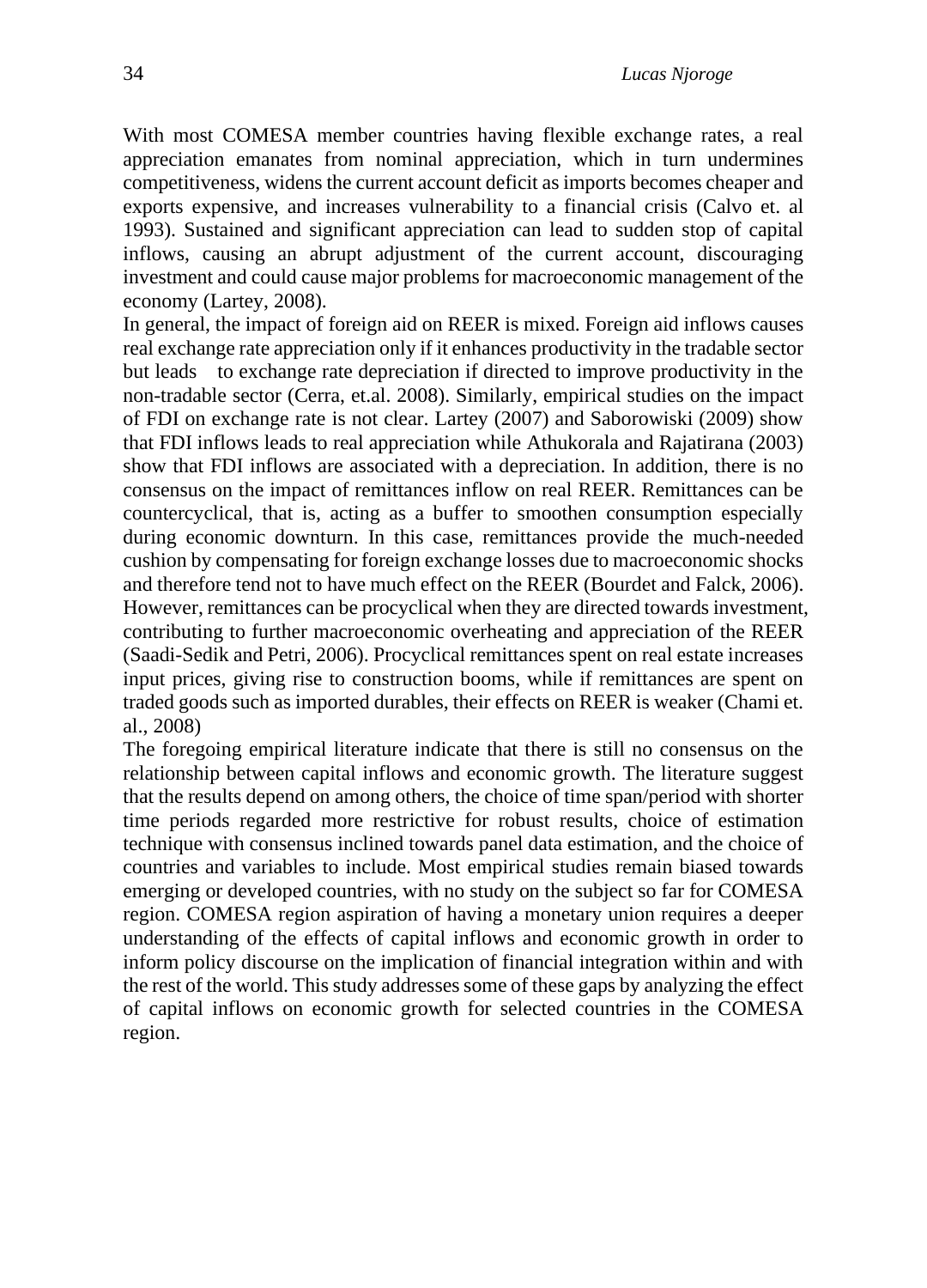With most COMESA member countries having flexible exchange rates, a real appreciation emanates from nominal appreciation, which in turn undermines competitiveness, widens the current account deficit as imports becomes cheaper and exports expensive, and increases vulnerability to a financial crisis (Calvo et. al 1993). Sustained and significant appreciation can lead to sudden stop of capital inflows, causing an abrupt adjustment of the current account, discouraging investment and could cause major problems for macroeconomic management of the economy (Lartey, 2008).

In general, the impact of foreign aid on REER is mixed. Foreign aid inflows causes real exchange rate appreciation only if it enhances productivity in the tradable sector but leads to exchange rate depreciation if directed to improve productivity in the non-tradable sector (Cerra, et.al. 2008). Similarly, empirical studies on the impact of FDI on exchange rate is not clear. Lartey (2007) and Saborowiski (2009) show that FDI inflows leads to real appreciation while Athukorala and Rajatirana (2003) show that FDI inflows are associated with a depreciation. In addition, there is no consensus on the impact of remittances inflow on real REER. Remittances can be countercyclical, that is, acting as a buffer to smoothen consumption especially during economic downturn. In this case, remittances provide the much-needed cushion by compensating for foreign exchange losses due to macroeconomic shocks and therefore tend not to have much effect on the REER (Bourdet and Falck, 2006). However, remittances can be procyclical when they are directed towards investment, contributing to further macroeconomic overheating and appreciation of the REER (Saadi-Sedik and Petri, 2006). Procyclical remittances spent on real estate increases input prices, giving rise to construction booms, while if remittances are spent on traded goods such as imported durables, their effects on REER is weaker (Chami et. al., 2008)

The foregoing empirical literature indicate that there is still no consensus on the relationship between capital inflows and economic growth. The literature suggest that the results depend on among others, the choice of time span/period with shorter time periods regarded more restrictive for robust results, choice of estimation technique with consensus inclined towards panel data estimation, and the choice of countries and variables to include. Most empirical studies remain biased towards emerging or developed countries, with no study on the subject so far for COMESA region. COMESA region aspiration of having a monetary union requires a deeper understanding of the effects of capital inflows and economic growth in order to inform policy discourse on the implication of financial integration within and with the rest of the world. This study addresses some of these gaps by analyzing the effect of capital inflows on economic growth for selected countries in the COMESA region.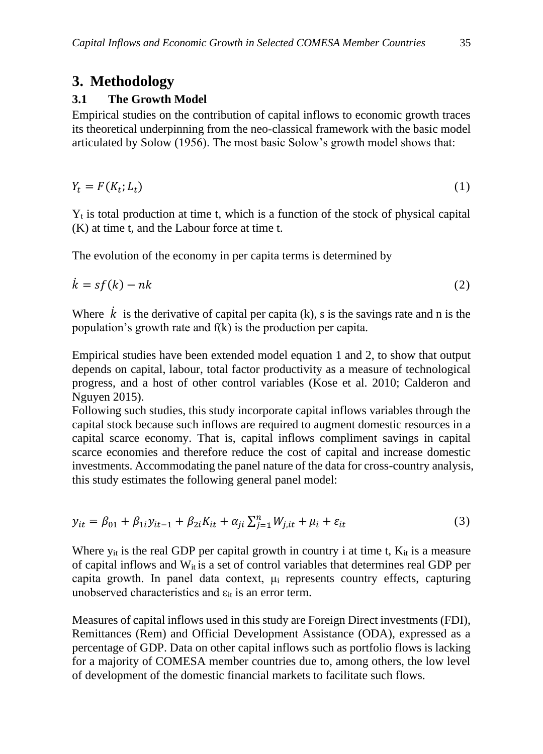## 3. Methodology

### 3.1 The Growth Model

Empirical studies on the contribution of capital inflows to economic growth traces its theoretical underpinning from the neo-classical framework with the basic model articulated by Solow (1956). The most basic Solow's growth model shows that:

$$Y_t = F(K_t; L_t) \tag{1}$$

$Y_t$ is total production at time t, which is a function of the stock of physical capital (K) at time t, and the Labour force at time t.

The evolution of the economy in per capita terms is determined by

$$\dot{k} = sf(k) - nk \tag{2}$$

Where $\dot{k}$ is the derivative of capital per capita (k), s is the savings rate and n is the population's growth rate and f(k) is the production per capita.

Empirical studies have been extended model equation 1 and 2, to show that output depends on capital, labour, total factor productivity as a measure of technological progress, and a host of other control variables (Kose et al. 2010; Calderon and Nguyen 2015).

Following such studies, this study incorporate capital inflows variables through the capital stock because such inflows are required to augment domestic resources in a capital scarce economy. That is, capital inflows compliment savings in capital scarce economies and therefore reduce the cost of capital and increase domestic investments. Accommodating the panel nature of the data for cross-country analysis, this study estimates the following general panel model:

$$y_{it} = \beta_{01} + \beta_{1i} y_{it-1} + \beta_{2i} K_{it} + \alpha_{ji} \sum_{j=1}^{n} W_{j,it} + \mu_i + \varepsilon_{it} \tag{3}$$

Where $y_{it}$ is the real GDP per capital growth in country i at time t, $K_{it}$ is a measure of capital inflows and $W_{it}$ is a set of control variables that determines real GDP per capita growth. In panel data context, $\mu_i$ represents country effects, capturing unobserved characteristics and $\varepsilon_{it}$ is an error term.

Measures of capital inflows used in this study are Foreign Direct investments (FDI), Remittances (Rem) and Official Development Assistance (ODA), expressed as a percentage of GDP. Data on other capital inflows such as portfolio flows is lacking for a majority of COMESA member countries due to, among others, the low level of development of the domestic financial markets to facilitate such flows.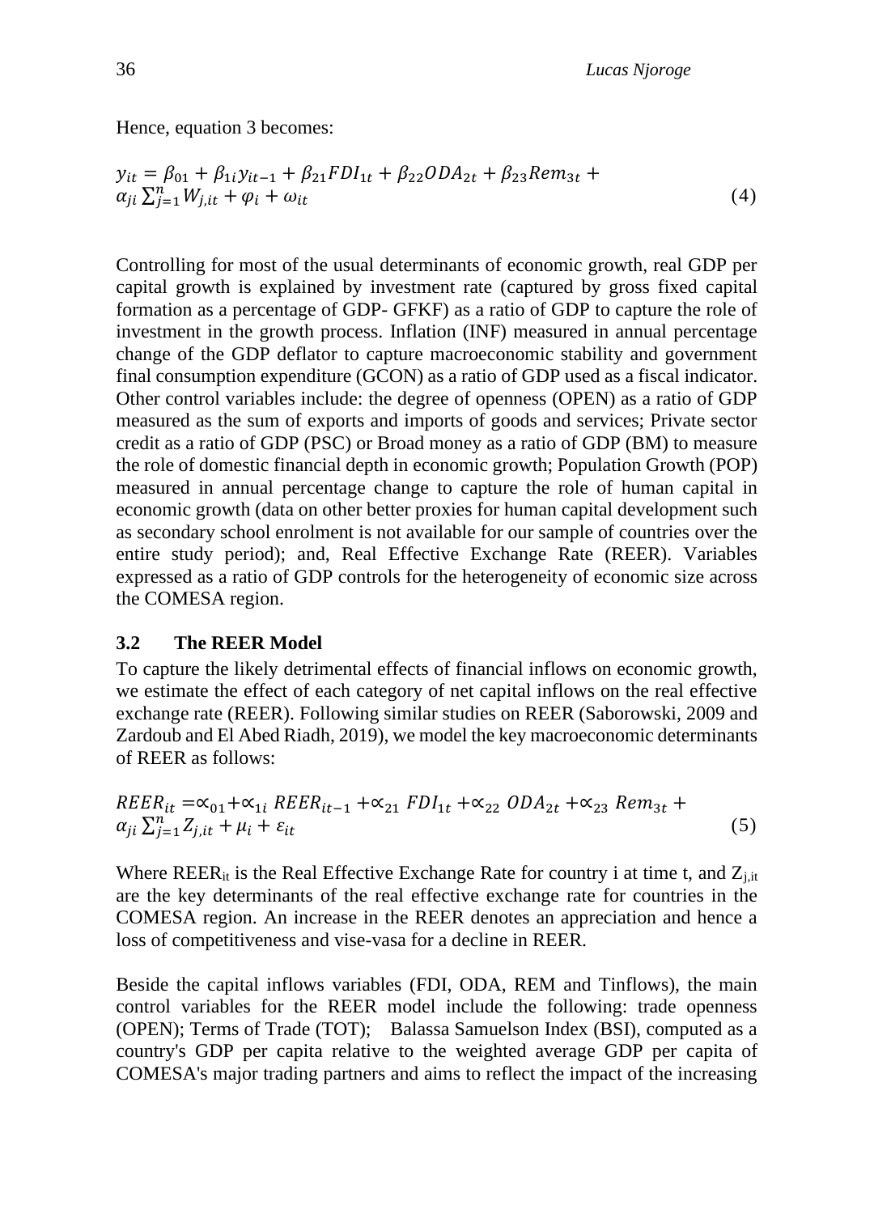Hence, equation 3 becomes:

$$y_{it} = \beta_{01} + \beta_{1i} y_{it-1} + \beta_{21} FDI_{1t} + \beta_{22} ODA_{2t} + \beta_{23} Rem_{3t} + \alpha_{ji} \sum_{j=1}^{n} W_{j,it} + \varphi_i + \omega_{it} \tag{4}$$

Controlling for most of the usual determinants of economic growth, real GDP per capital growth is explained by investment rate (captured by gross fixed capital formation as a percentage of GDP- GFKF) as a ratio of GDP to capture the role of investment in the growth process. Inflation (INF) measured in annual percentage change of the GDP deflator to capture macroeconomic stability and government final consumption expenditure (GCON) as a ratio of GDP used as a fiscal indicator. Other control variables include: the degree of openness (OPEN) as a ratio of GDP measured as the sum of exports and imports of goods and services; Private sector credit as a ratio of GDP (PSC) or Broad money as a ratio of GDP (BM) to measure the role of domestic financial depth in economic growth; Population Growth (POP) measured in annual percentage change to capture the role of human capital in economic growth (data on other better proxies for human capital development such as secondary school enrolment is not available for our sample of countries over the entire study period); and, Real Effective Exchange Rate (REER). Variables expressed as a ratio of GDP controls for the heterogeneity of economic size across the COMESA region.

### 3.2 The REER Model

To capture the likely detrimental effects of financial inflows on economic growth, we estimate the effect of each category of net capital inflows on the real effective exchange rate (REER). Following similar studies on REER (Saborowski, 2009 and Zardoub and El Abed Riadh, 2019), we model the key macroeconomic determinants of REER as follows:

$$REER_{it} = \propto_{01} + \propto_{1i} REER_{it-1} + \propto_{21} FDI_{1t} + \propto_{22} ODA_{2t} + \propto_{23} Rem_{3t} + \alpha_{ji} \sum_{j=1}^{n} Z_{j,it} + \mu_i + \varepsilon_{it} \tag{5}$$

Where $REER_{it}$ is the Real Effective Exchange Rate for country i at time t, and $Z_{j,it}$ are the key determinants of the real effective exchange rate for countries in the COMESA region. An increase in the REER denotes an appreciation and hence a loss of competitiveness and vise-vasa for a decline in REER.

Beside the capital inflows variables (FDI, ODA, REM and Tinflows), the main control variables for the REER model include the following: trade openness (OPEN); Terms of Trade (TOT); Balassa Samuelson Index (BSI), computed as a country's GDP per capita relative to the weighted average GDP per capita of COMESA's major trading partners and aims to reflect the impact of the increasing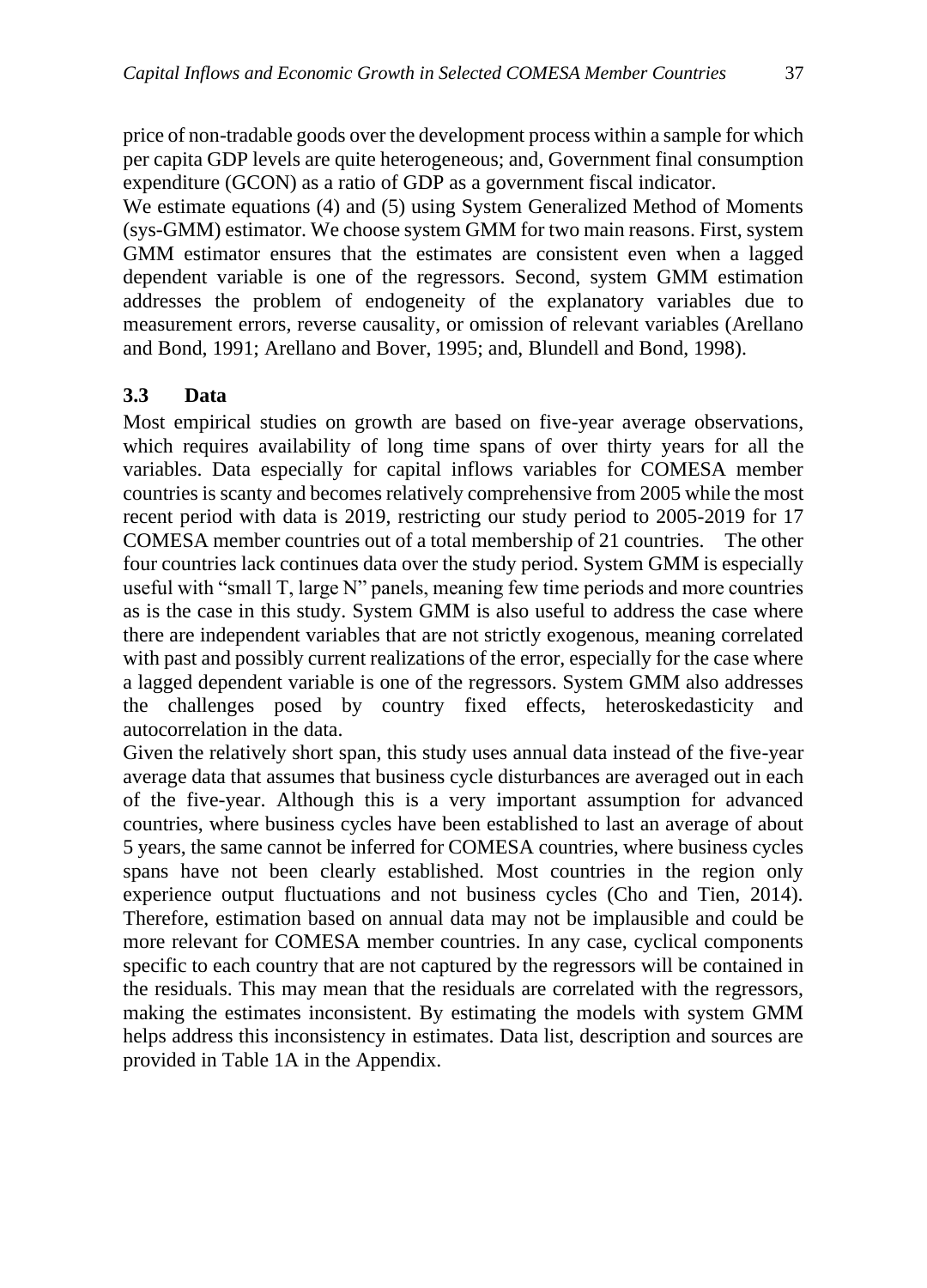price of non-tradable goods over the development process within a sample for which per capita GDP levels are quite heterogeneous; and, Government final consumption expenditure (GCON) as a ratio of GDP as a government fiscal indicator.

We estimate equations (4) and (5) using System Generalized Method of Moments (sys-GMM) estimator. We choose system GMM for two main reasons. First, system GMM estimator ensures that the estimates are consistent even when a lagged dependent variable is one of the regressors. Second, system GMM estimation addresses the problem of endogeneity of the explanatory variables due to measurement errors, reverse causality, or omission of relevant variables (Arellano and Bond, 1991; Arellano and Bover, 1995; and, Blundell and Bond, 1998).

### 3.3 Data

Most empirical studies on growth are based on five-year average observations, which requires availability of long time spans of over thirty years for all the variables. Data especially for capital inflows variables for COMESA member countries is scanty and becomes relatively comprehensive from 2005 while the most recent period with data is 2019, restricting our study period to 2005-2019 for 17 COMESA member countries out of a total membership of 21 countries. The other four countries lack continues data over the study period. System GMM is especially useful with "small T, large N" panels, meaning few time periods and more countries as is the case in this study. System GMM is also useful to address the case where there are independent variables that are not strictly exogenous, meaning correlated with past and possibly current realizations of the error, especially for the case where a lagged dependent variable is one of the regressors. System GMM also addresses the challenges posed by country fixed effects, heteroskedasticity and autocorrelation in the data.

Given the relatively short span, this study uses annual data instead of the five-year average data that assumes that business cycle disturbances are averaged out in each of the five-year. Although this is a very important assumption for advanced countries, where business cycles have been established to last an average of about 5 years, the same cannot be inferred for COMESA countries, where business cycles spans have not been clearly established. Most countries in the region only experience output fluctuations and not business cycles (Cho and Tien, 2014). Therefore, estimation based on annual data may not be implausible and could be more relevant for COMESA member countries. In any case, cyclical components specific to each country that are not captured by the regressors will be contained in the residuals. This may mean that the residuals are correlated with the regressors, making the estimates inconsistent. By estimating the models with system GMM helps address this inconsistency in estimates. Data list, description and sources are provided in Table 1A in the Appendix.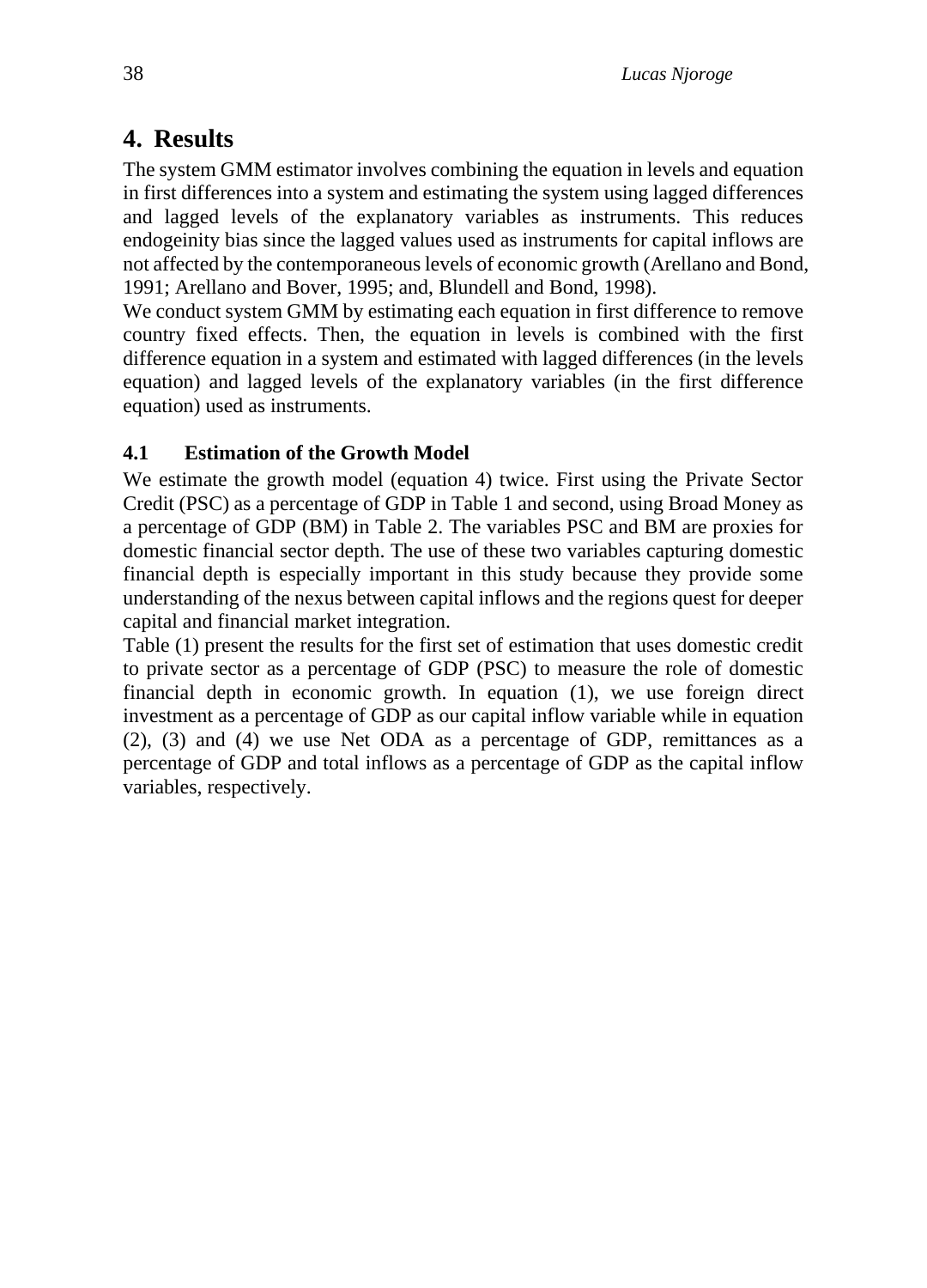## 4. Results

The system GMM estimator involves combining the equation in levels and equation in first differences into a system and estimating the system using lagged differences and lagged levels of the explanatory variables as instruments. This reduces endogeinity bias since the lagged values used as instruments for capital inflows are not affected by the contemporaneous levels of economic growth (Arellano and Bond, 1991; Arellano and Bover, 1995; and, Blundell and Bond, 1998).

We conduct system GMM by estimating each equation in first difference to remove country fixed effects. Then, the equation in levels is combined with the first difference equation in a system and estimated with lagged differences (in the levels equation) and lagged levels of the explanatory variables (in the first difference equation) used as instruments.

### 4.1 Estimation of the Growth Model

We estimate the growth model (equation 4) twice. First using the Private Sector Credit (PSC) as a percentage of GDP in Table 1 and second, using Broad Money as a percentage of GDP (BM) in Table 2. The variables PSC and BM are proxies for domestic financial sector depth. The use of these two variables capturing domestic financial depth is especially important in this study because they provide some understanding of the nexus between capital inflows and the regions quest for deeper capital and financial market integration.

Table (1) present the results for the first set of estimation that uses domestic credit to private sector as a percentage of GDP (PSC) to measure the role of domestic financial depth in economic growth. In equation (1), we use foreign direct investment as a percentage of GDP as our capital inflow variable while in equation (2), (3) and (4) we use Net ODA as a percentage of GDP, remittances as a percentage of GDP and total inflows as a percentage of GDP as the capital inflow variables, respectively.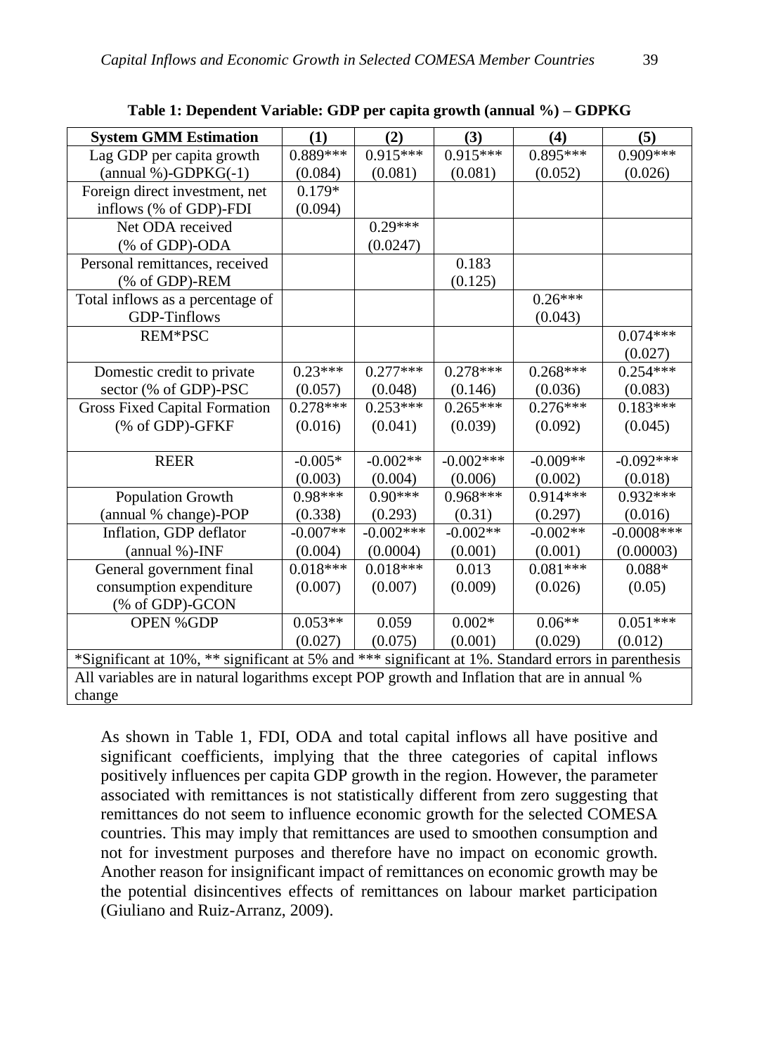**Table 1: Dependent Variable: GDP per capita growth (annual %) – GDPKG**

| System GMM Estimation | (1) | (2) | (3) | (4) | (5) |
|---|---|---|---|---|---|
| Lag GDP per capita growth (annual %)-GDPKG(-1) | 0.889***<br>(0.084) | 0.915***<br>(0.081) | 0.915***<br>(0.081) | 0.895***<br>(0.052) | 0.909***<br>(0.026) |
| Foreign direct investment, net inflows (% of GDP)-FDI | 0.179*<br>(0.094) | | | | |
| Net ODA received (% of GDP)-ODA | | 0.29***<br>(0.0247) | | | |
| Personal remittances, received (% of GDP)-REM | | | 0.183<br>(0.125) | | |
| Total inflows as a percentage of GDP-Tinflows | | | | 0.26***<br>(0.043) | |
| REM*PSC | | | | | 0.074***<br>(0.027) |
| Domestic credit to private sector (% of GDP)-PSC | 0.23***<br>(0.057) | 0.277***<br>(0.048) | 0.278***<br>(0.146) | 0.268***<br>(0.036) | 0.254***<br>(0.083) |
| Gross Fixed Capital Formation (% of GDP)-GFKF | 0.278***<br>(0.016) | 0.253***<br>(0.041) | 0.265***<br>(0.039) | 0.276***<br>(0.092) | 0.183***<br>(0.045) |
| REER | -0.005*<br>(0.003) | -0.002**<br>(0.004) | -0.002***<br>(0.006) | -0.009**<br>(0.002) | -0.092***<br>(0.018) |
| Population Growth (annual % change)-POP | 0.98***<br>(0.338) | 0.90***<br>(0.293) | 0.968***<br>(0.31) | 0.914***<br>(0.297) | 0.932***<br>(0.016) |
| Inflation, GDP deflator (annual %)-INF | -0.007**<br>(0.004) | -0.002***<br>(0.0004) | -0.002**<br>(0.001) | -0.002**<br>(0.001) | -0.0008***<br>(0.00003) |
| General government final consumption expenditure (% of GDP)-GCON | 0.018***<br>(0.007) | 0.018***<br>(0.007) | 0.013<br>(0.009) | 0.081***<br>(0.026) | 0.088*<br>(0.05) |
| OPEN %GDP | 0.053**<br>(0.027) | 0.059<br>(0.075) | 0.002*<br>(0.001) | 0.06**<br>(0.029) | 0.051***<br>(0.012) |

*Significant at 10%, ** significant at 5% and *** significant at 1%. Standard errors in parenthesis

All variables are in natural logarithms except POP growth and Inflation that are in annual % change

As shown in Table 1, FDI, ODA and total capital inflows all have positive and significant coefficients, implying that the three categories of capital inflows positively influences per capita GDP growth in the region. However, the parameter associated with remittances is not statistically different from zero suggesting that remittances do not seem to influence economic growth for the selected COMESA countries. This may imply that remittances are used to smoothen consumption and not for investment purposes and therefore have no impact on economic growth. Another reason for insignificant impact of remittances on economic growth may be the potential disincentives effects of remittances on labour market participation (Giuliano and Ruiz-Arranz, 2009).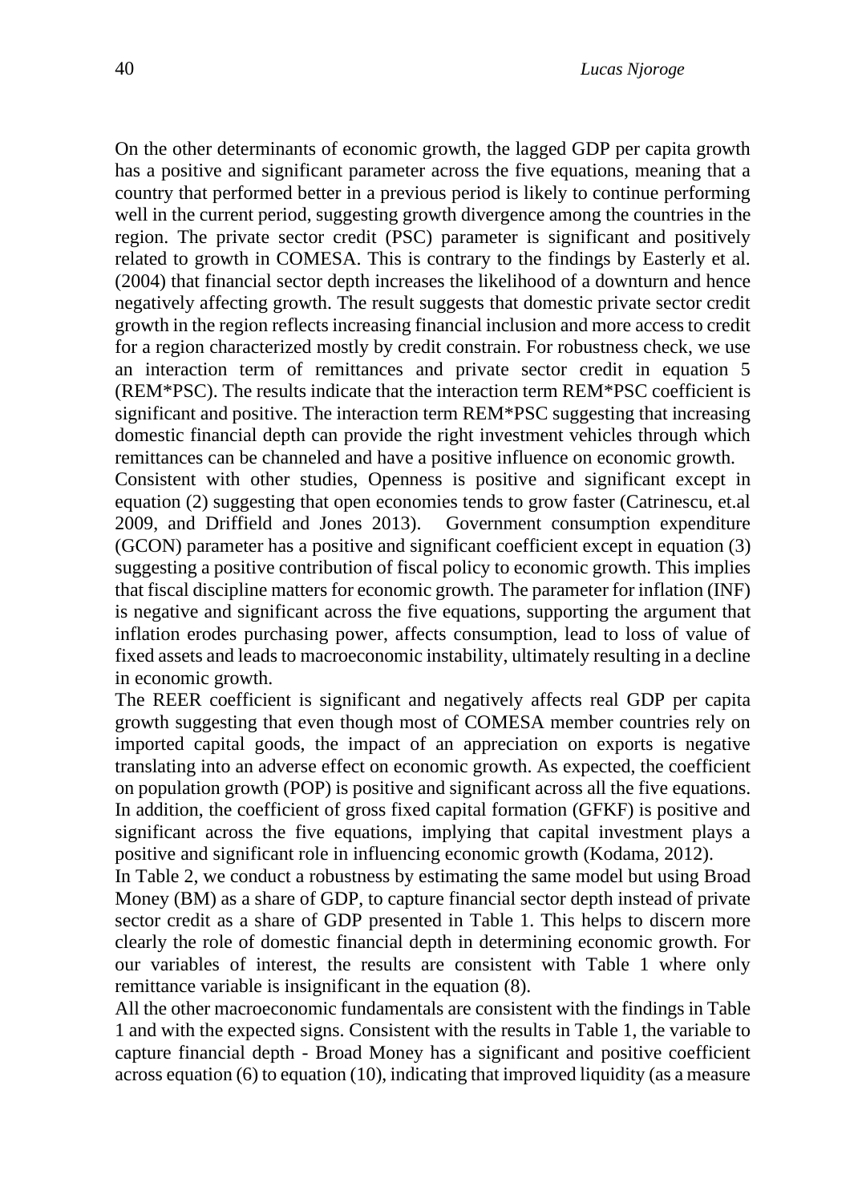On the other determinants of economic growth, the lagged GDP per capita growth has a positive and significant parameter across the five equations, meaning that a country that performed better in a previous period is likely to continue performing well in the current period, suggesting growth divergence among the countries in the region. The private sector credit (PSC) parameter is significant and positively related to growth in COMESA. This is contrary to the findings by Easterly et al. (2004) that financial sector depth increases the likelihood of a downturn and hence negatively affecting growth. The result suggests that domestic private sector credit growth in the region reflects increasing financial inclusion and more access to credit for a region characterized mostly by credit constrain. For robustness check, we use an interaction term of remittances and private sector credit in equation 5 (REM*PSC). The results indicate that the interaction term REM*PSC coefficient is significant and positive. The interaction term REM*PSC suggesting that increasing domestic financial depth can provide the right investment vehicles through which remittances can be channeled and have a positive influence on economic growth.

Consistent with other studies, Openness is positive and significant except in equation (2) suggesting that open economies tends to grow faster (Catrinescu, et.al 2009, and Driffield and Jones 2013). Government consumption expenditure (GCON) parameter has a positive and significant coefficient except in equation (3) suggesting a positive contribution of fiscal policy to economic growth. This implies that fiscal discipline matters for economic growth. The parameter for inflation (INF) is negative and significant across the five equations, supporting the argument that inflation erodes purchasing power, affects consumption, lead to loss of value of fixed assets and leads to macroeconomic instability, ultimately resulting in a decline in economic growth.

The REER coefficient is significant and negatively affects real GDP per capita growth suggesting that even though most of COMESA member countries rely on imported capital goods, the impact of an appreciation on exports is negative translating into an adverse effect on economic growth. As expected, the coefficient on population growth (POP) is positive and significant across all the five equations. In addition, the coefficient of gross fixed capital formation (GFKF) is positive and significant across the five equations, implying that capital investment plays a positive and significant role in influencing economic growth (Kodama, 2012).

In Table 2, we conduct a robustness by estimating the same model but using Broad Money (BM) as a share of GDP, to capture financial sector depth instead of private sector credit as a share of GDP presented in Table 1. This helps to discern more clearly the role of domestic financial depth in determining economic growth. For our variables of interest, the results are consistent with Table 1 where only remittance variable is insignificant in the equation (8).

All the other macroeconomic fundamentals are consistent with the findings in Table 1 and with the expected signs. Consistent with the results in Table 1, the variable to capture financial depth - Broad Money has a significant and positive coefficient across equation (6) to equation (10), indicating that improved liquidity (as a measure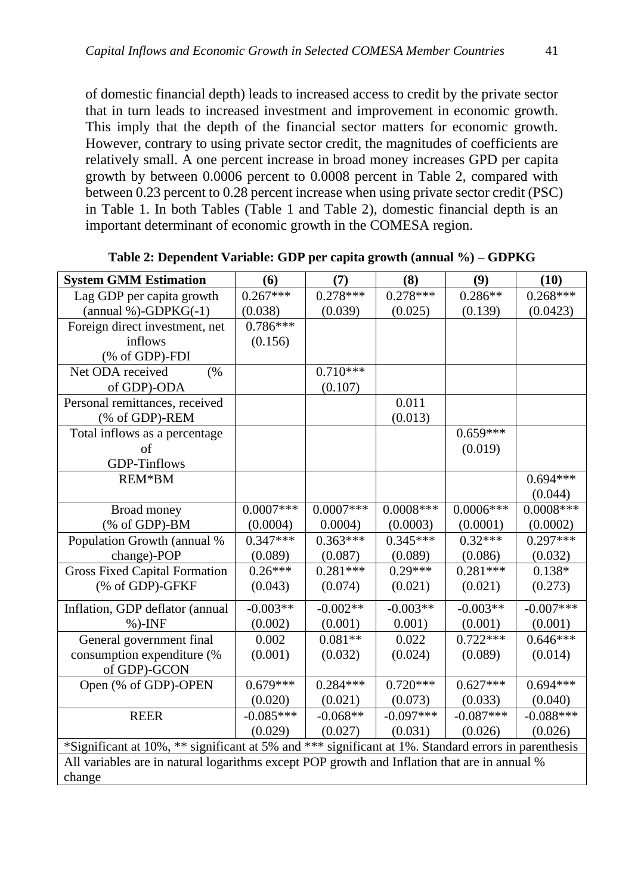of domestic financial depth) leads to increased access to credit by the private sector that in turn leads to increased investment and improvement in economic growth. This imply that the depth of the financial sector matters for economic growth. However, contrary to using private sector credit, the magnitudes of coefficients are relatively small. A one percent increase in broad money increases GPD per capita growth by between 0.0006 percent to 0.0008 percent in Table 2, compared with between 0.23 percent to 0.28 percent increase when using private sector credit (PSC) in Table 1. In both Tables (Table 1 and Table 2), domestic financial depth is an important determinant of economic growth in the COMESA region.

**Table 2: Dependent Variable: GDP per capita growth (annual %) – GDPKG**

| **System GMM Estimation** | **(6)** | **(7)** | **(8)** | **(9)** | **(10)** |
|---|---|---|---|---|---|
| Lag GDP per capita growth (annual %)-GDPKG(-1) | 0.267***<br>(0.038) | 0.278***<br>(0.039) | 0.278***<br>(0.025) | 0.286**<br>(0.139) | 0.268***<br>(0.0423) |
| Foreign direct investment, net inflows (% of GDP)-FDI | 0.786***<br>(0.156) | | | | |
| Net ODA received (% of GDP)-ODA | | 0.710***<br>(0.107) | | | |
| Personal remittances, received (% of GDP)-REM | | | 0.011<br>(0.013) | | |
| Total inflows as a percentage of GDP-Tinflows | | | | 0.659***<br>(0.019) | |
| REM*BM | | | | | 0.694***<br>(0.044) |
| Broad money (% of GDP)-BM | 0.0007***<br>(0.0004) | 0.0007***<br>0.0004) | 0.0008***<br>(0.0003) | 0.0006***<br>(0.0001) | 0.0008***<br>(0.0002) |
| Population Growth (annual % change)-POP | 0.347***<br>(0.089) | 0.363***<br>(0.087) | 0.345***<br>(0.089) | 0.32***<br>(0.086) | 0.297***<br>(0.032) |
| Gross Fixed Capital Formation (% of GDP)-GFKF | 0.26***<br>(0.043) | 0.281***<br>(0.074) | 0.29***<br>(0.021) | 0.281***<br>(0.021) | 0.138*<br>(0.273) |
| Inflation, GDP deflator (annual %)-INF | -0.003**<br>(0.002) | -0.002**<br>(0.001) | -0.003**<br>0.001) | -0.003**<br>(0.001) | -0.007***<br>(0.001) |
| General government final consumption expenditure (% of GDP)-GCON | 0.002<br>(0.001) | 0.081**<br>(0.032) | 0.022<br>(0.024) | 0.722***<br>(0.089) | 0.646***<br>(0.014) |
| Open (% of GDP)-OPEN | 0.679***<br>(0.020) | 0.284***<br>(0.021) | 0.720***<br>(0.073) | 0.627***<br>(0.033) | 0.694***<br>(0.040) |
| REER | -0.085***<br>(0.029) | -0.068**<br>(0.027) | -0.097***<br>(0.031) | -0.087***<br>(0.026) | -0.088***<br>(0.026) |
| *Significant at 10%, ** significant at 5% and *** significant at 1%. Standard errors in parenthesis | | | | | |
| All variables are in natural logarithms except POP growth and Inflation that are in annual % change | | | | | |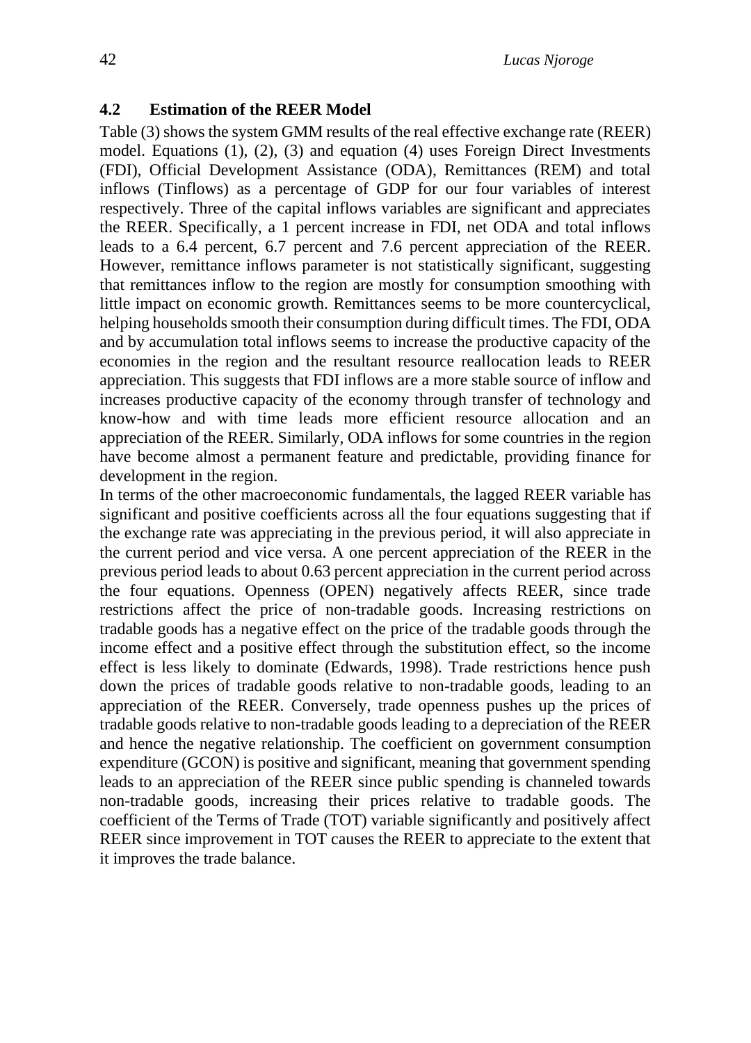## 4.2 Estimation of the REER Model

Table (3) shows the system GMM results of the real effective exchange rate (REER) model. Equations (1), (2), (3) and equation (4) uses Foreign Direct Investments (FDI), Official Development Assistance (ODA), Remittances (REM) and total inflows (Tinflows) as a percentage of GDP for our four variables of interest respectively. Three of the capital inflows variables are significant and appreciates the REER. Specifically, a 1 percent increase in FDI, net ODA and total inflows leads to a 6.4 percent, 6.7 percent and 7.6 percent appreciation of the REER. However, remittance inflows parameter is not statistically significant, suggesting that remittances inflow to the region are mostly for consumption smoothing with little impact on economic growth. Remittances seems to be more countercyclical, helping households smooth their consumption during difficult times. The FDI, ODA and by accumulation total inflows seems to increase the productive capacity of the economies in the region and the resultant resource reallocation leads to REER appreciation. This suggests that FDI inflows are a more stable source of inflow and increases productive capacity of the economy through transfer of technology and know-how and with time leads more efficient resource allocation and an appreciation of the REER. Similarly, ODA inflows for some countries in the region have become almost a permanent feature and predictable, providing finance for development in the region.

In terms of the other macroeconomic fundamentals, the lagged REER variable has significant and positive coefficients across all the four equations suggesting that if the exchange rate was appreciating in the previous period, it will also appreciate in the current period and vice versa. A one percent appreciation of the REER in the previous period leads to about 0.63 percent appreciation in the current period across the four equations. Openness (OPEN) negatively affects REER, since trade restrictions affect the price of non-tradable goods. Increasing restrictions on tradable goods has a negative effect on the price of the tradable goods through the income effect and a positive effect through the substitution effect, so the income effect is less likely to dominate (Edwards, 1998). Trade restrictions hence push down the prices of tradable goods relative to non-tradable goods, leading to an appreciation of the REER. Conversely, trade openness pushes up the prices of tradable goods relative to non-tradable goods leading to a depreciation of the REER and hence the negative relationship. The coefficient on government consumption expenditure (GCON) is positive and significant, meaning that government spending leads to an appreciation of the REER since public spending is channeled towards non-tradable goods, increasing their prices relative to tradable goods. The coefficient of the Terms of Trade (TOT) variable significantly and positively affect REER since improvement in TOT causes the REER to appreciate to the extent that it improves the trade balance.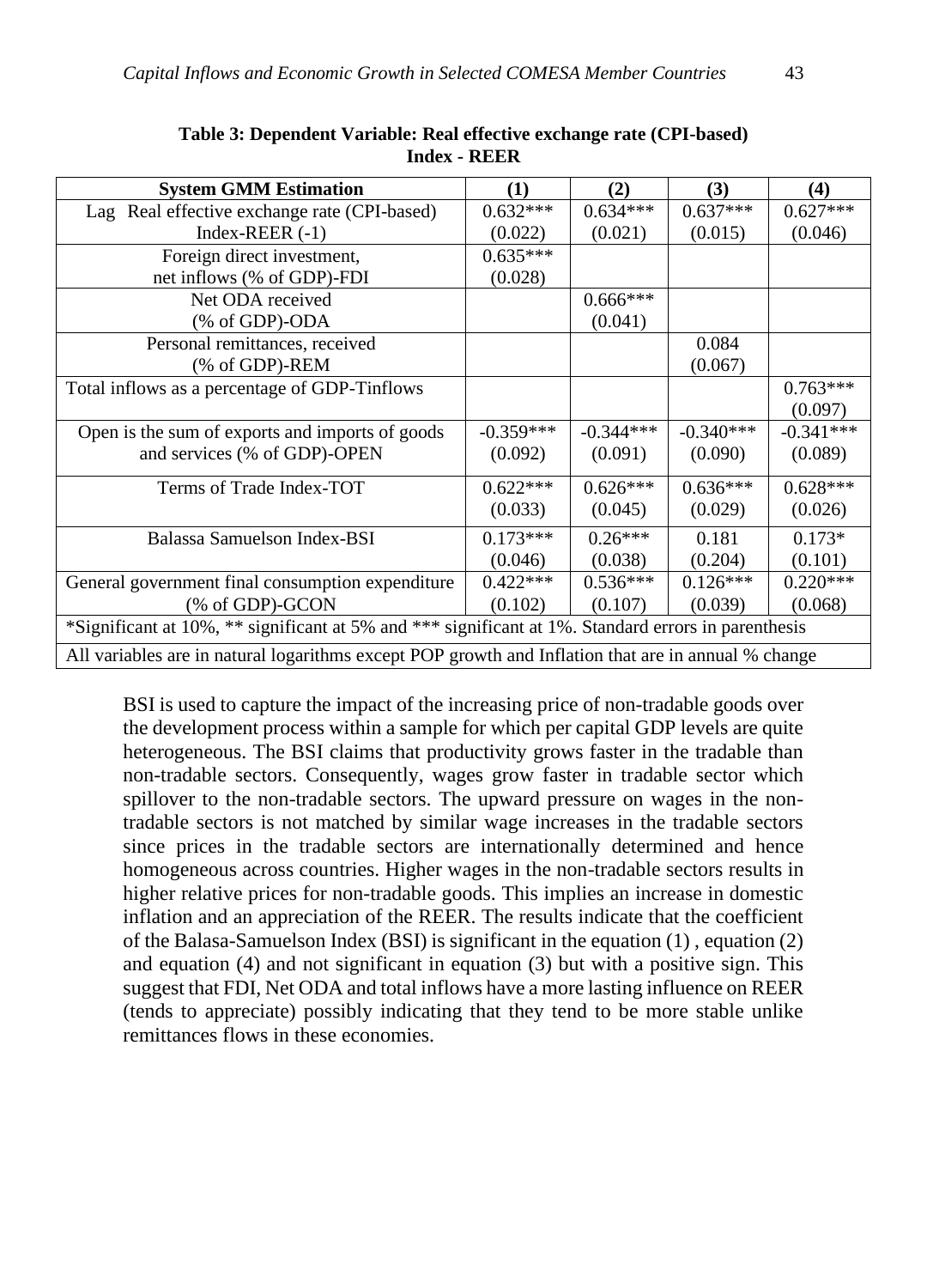**Table 3: Dependent Variable: Real effective exchange rate (CPI-based) Index - REER**

| System GMM Estimation | (1) | (2) | (3) | (4) |
|---|---|---|---|---|
| Lag Real effective exchange rate (CPI-based) Index-REER (-1) | 0.632*** (0.022) | 0.634*** (0.021) | 0.637*** (0.015) | 0.627*** (0.046) |
| Foreign direct investment, net inflows (% of GDP)-FDI | 0.635*** (0.028) | | | |
| Net ODA received (% of GDP)-ODA | | 0.666*** (0.041) | | |
| Personal remittances, received (% of GDP)-REM | | | 0.084 (0.067) | |
| Total inflows as a percentage of GDP-Tinflows | | | | 0.763*** (0.097) |
| Open is the sum of exports and imports of goods and services (% of GDP)-OPEN | -0.359*** (0.092) | -0.344*** (0.091) | -0.340*** (0.090) | -0.341*** (0.089) |
| Terms of Trade Index-TOT | 0.622*** (0.033) | 0.626*** (0.045) | 0.636*** (0.029) | 0.628*** (0.026) |
| Balassa Samuelson Index-BSI | 0.173*** (0.046) | 0.26*** (0.038) | 0.181 (0.204) | 0.173* (0.101) |
| General government final consumption expenditure (% of GDP)-GCON | 0.422*** (0.102) | 0.536*** (0.107) | 0.126*** (0.039) | 0.220*** (0.068) |
| *Significant at 10%, ** significant at 5% and *** significant at 1%. Standard errors in parenthesis | | | | |
| All variables are in natural logarithms except POP growth and Inflation that are in annual % change | | | | |

BSI is used to capture the impact of the increasing price of non-tradable goods over the development process within a sample for which per capital GDP levels are quite heterogeneous. The BSI claims that productivity grows faster in the tradable than non-tradable sectors. Consequently, wages grow faster in tradable sector which spillover to the non-tradable sectors. The upward pressure on wages in the non-tradable sectors is not matched by similar wage increases in the tradable sectors since prices in the tradable sectors are internationally determined and hence homogeneous across countries. Higher wages in the non-tradable sectors results in higher relative prices for non-tradable goods. This implies an increase in domestic inflation and an appreciation of the REER. The results indicate that the coefficient of the Balasa-Samuelson Index (BSI) is significant in the equation (1) , equation (2) and equation (4) and not significant in equation (3) but with a positive sign. This suggest that FDI, Net ODA and total inflows have a more lasting influence on REER (tends to appreciate) possibly indicating that they tend to be more stable unlike remittances flows in these economies.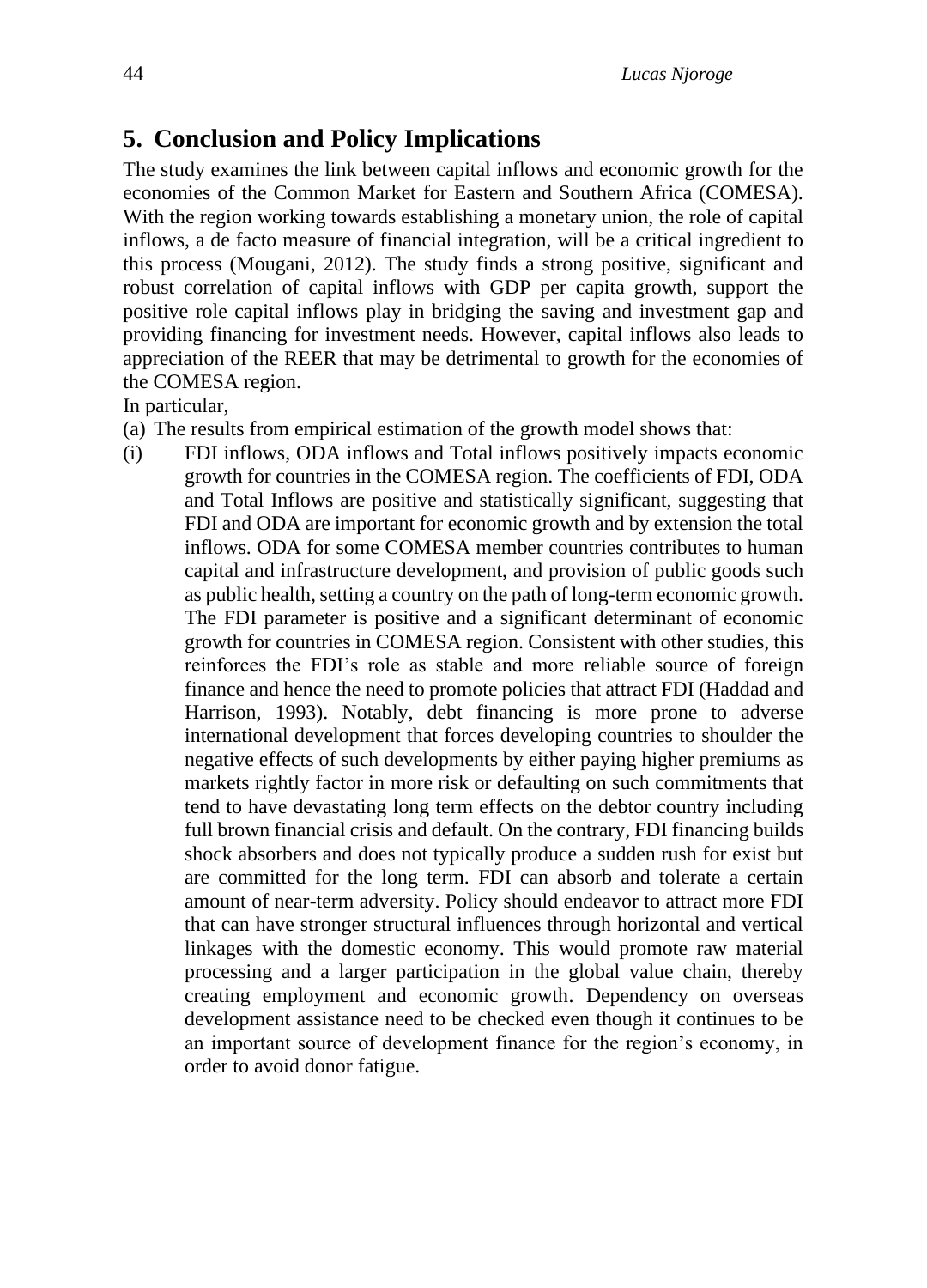## 5. Conclusion and Policy Implications

The study examines the link between capital inflows and economic growth for the economies of the Common Market for Eastern and Southern Africa (COMESA). With the region working towards establishing a monetary union, the role of capital inflows, a de facto measure of financial integration, will be a critical ingredient to this process (Mougani, 2012). The study finds a strong positive, significant and robust correlation of capital inflows with GDP per capita growth, support the positive role capital inflows play in bridging the saving and investment gap and providing financing for investment needs. However, capital inflows also leads to appreciation of the REER that may be detrimental to growth for the economies of the COMESA region.

In particular,

(a) The results from empirical estimation of the growth model shows that:

(i) FDI inflows, ODA inflows and Total inflows positively impacts economic growth for countries in the COMESA region. The coefficients of FDI, ODA and Total Inflows are positive and statistically significant, suggesting that FDI and ODA are important for economic growth and by extension the total inflows. ODA for some COMESA member countries contributes to human capital and infrastructure development, and provision of public goods such as public health, setting a country on the path of long-term economic growth. The FDI parameter is positive and a significant determinant of economic growth for countries in COMESA region. Consistent with other studies, this reinforces the FDI's role as stable and more reliable source of foreign finance and hence the need to promote policies that attract FDI (Haddad and Harrison, 1993). Notably, debt financing is more prone to adverse international development that forces developing countries to shoulder the negative effects of such developments by either paying higher premiums as markets rightly factor in more risk or defaulting on such commitments that tend to have devastating long term effects on the debtor country including full brown financial crisis and default. On the contrary, FDI financing builds shock absorbers and does not typically produce a sudden rush for exist but are committed for the long term. FDI can absorb and tolerate a certain amount of near-term adversity. Policy should endeavor to attract more FDI that can have stronger structural influences through horizontal and vertical linkages with the domestic economy. This would promote raw material processing and a larger participation in the global value chain, thereby creating employment and economic growth. Dependency on overseas development assistance need to be checked even though it continues to be an important source of development finance for the region's economy, in order to avoid donor fatigue.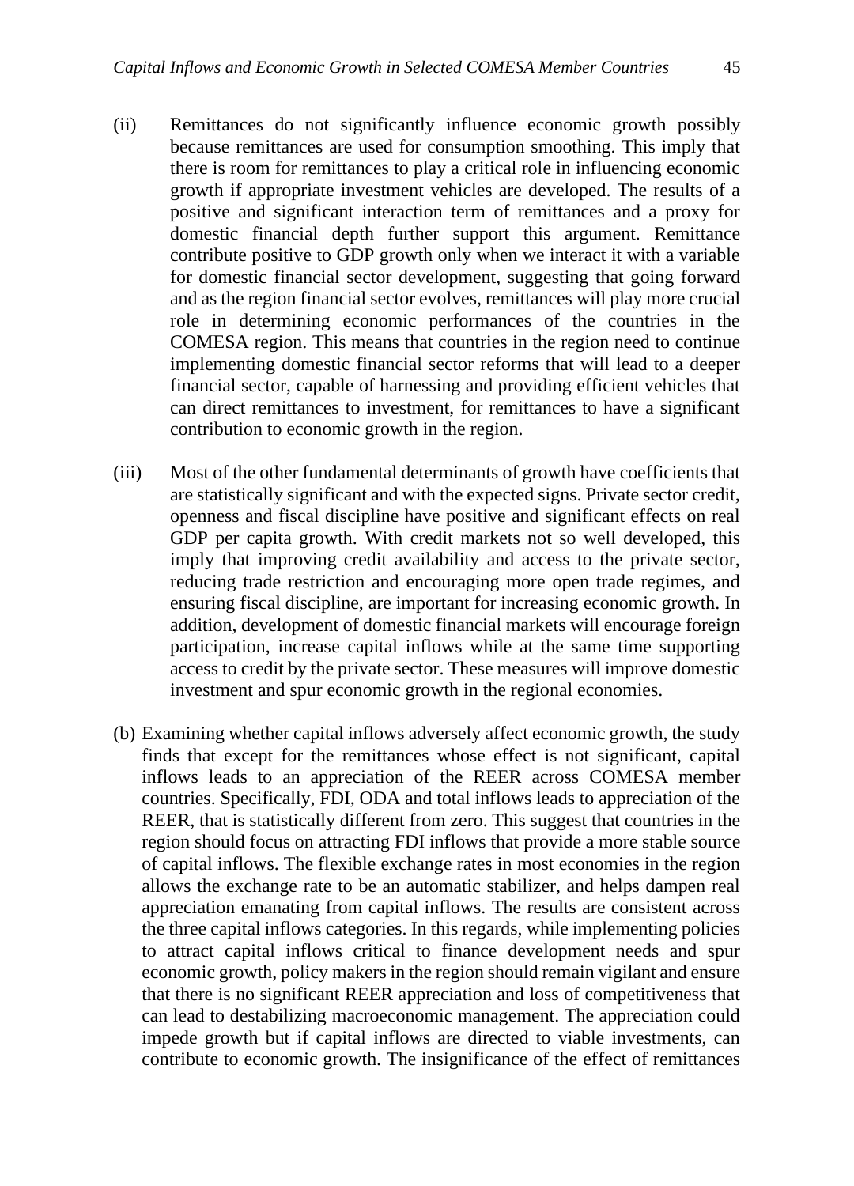(ii) Remittances do not significantly influence economic growth possibly because remittances are used for consumption smoothing. This imply that there is room for remittances to play a critical role in influencing economic growth if appropriate investment vehicles are developed. The results of a positive and significant interaction term of remittances and a proxy for domestic financial depth further support this argument. Remittance contribute positive to GDP growth only when we interact it with a variable for domestic financial sector development, suggesting that going forward and as the region financial sector evolves, remittances will play more crucial role in determining economic performances of the countries in the COMESA region. This means that countries in the region need to continue implementing domestic financial sector reforms that will lead to a deeper financial sector, capable of harnessing and providing efficient vehicles that can direct remittances to investment, for remittances to have a significant contribution to economic growth in the region.

(iii) Most of the other fundamental determinants of growth have coefficients that are statistically significant and with the expected signs. Private sector credit, openness and fiscal discipline have positive and significant effects on real GDP per capita growth. With credit markets not so well developed, this imply that improving credit availability and access to the private sector, reducing trade restriction and encouraging more open trade regimes, and ensuring fiscal discipline, are important for increasing economic growth. In addition, development of domestic financial markets will encourage foreign participation, increase capital inflows while at the same time supporting access to credit by the private sector. These measures will improve domestic investment and spur economic growth in the regional economies.

(b) Examining whether capital inflows adversely affect economic growth, the study finds that except for the remittances whose effect is not significant, capital inflows leads to an appreciation of the REER across COMESA member countries. Specifically, FDI, ODA and total inflows leads to appreciation of the REER, that is statistically different from zero. This suggest that countries in the region should focus on attracting FDI inflows that provide a more stable source of capital inflows. The flexible exchange rates in most economies in the region allows the exchange rate to be an automatic stabilizer, and helps dampen real appreciation emanating from capital inflows. The results are consistent across the three capital inflows categories. In this regards, while implementing policies to attract capital inflows critical to finance development needs and spur economic growth, policy makers in the region should remain vigilant and ensure that there is no significant REER appreciation and loss of competitiveness that can lead to destabilizing macroeconomic management. The appreciation could impede growth but if capital inflows are directed to viable investments, can contribute to economic growth. The insignificance of the effect of remittances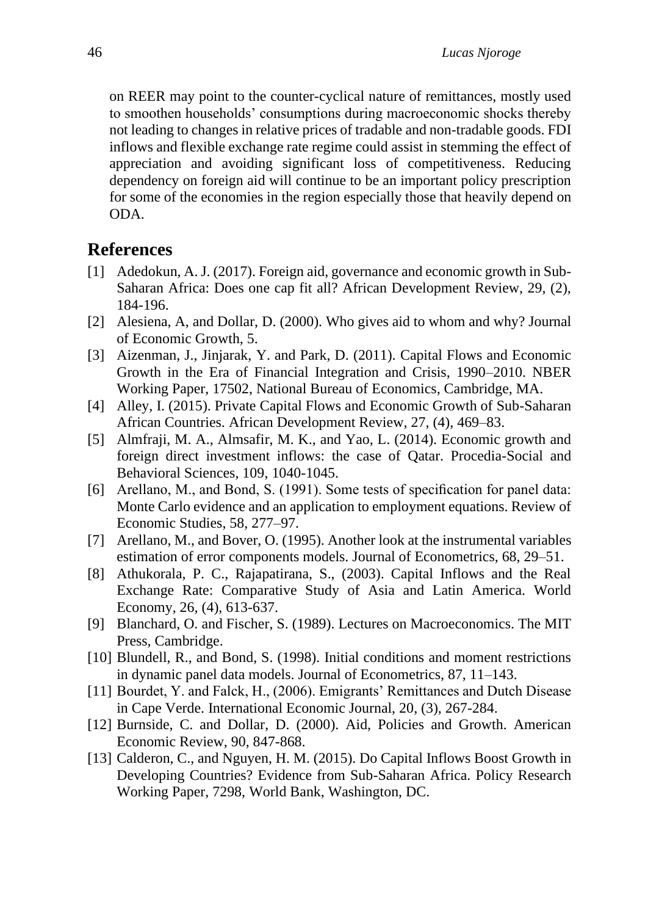on REER may point to the counter-cyclical nature of remittances, mostly used to smoothen households' consumptions during macroeconomic shocks thereby not leading to changes in relative prices of tradable and non-tradable goods. FDI inflows and flexible exchange rate regime could assist in stemming the effect of appreciation and avoiding significant loss of competitiveness. Reducing dependency on foreign aid will continue to be an important policy prescription for some of the economies in the region especially those that heavily depend on ODA.

## References

[1] Adedokun, A. J. (2017). Foreign aid, governance and economic growth in Sub-Saharan Africa: Does one cap fit all? African Development Review, 29, (2), 184-196.

[2] Alesiena, A, and Dollar, D. (2000). Who gives aid to whom and why? Journal of Economic Growth, 5.

[3] Aizenman, J., Jinjarak, Y. and Park, D. (2011). Capital Flows and Economic Growth in the Era of Financial Integration and Crisis, 1990–2010. NBER Working Paper, 17502, National Bureau of Economics, Cambridge, MA.

[4] Alley, I. (2015). Private Capital Flows and Economic Growth of Sub-Saharan African Countries. African Development Review, 27, (4), 469–83.

[5] Almfraji, M. A., Almsafir, M. K., and Yao, L. (2014). Economic growth and foreign direct investment inflows: the case of Qatar. Procedia-Social and Behavioral Sciences, 109, 1040-1045.

[6] Arellano, M., and Bond, S. (1991). Some tests of specification for panel data: Monte Carlo evidence and an application to employment equations. Review of Economic Studies, 58, 277–97.

[7] Arellano, M., and Bover, O. (1995). Another look at the instrumental variables estimation of error components models. Journal of Econometrics, 68, 29–51.

[8] Athukorala, P. C., Rajapatirana, S., (2003). Capital Inflows and the Real Exchange Rate: Comparative Study of Asia and Latin America. World Economy, 26, (4), 613-637.

[9] Blanchard, O. and Fischer, S. (1989). Lectures on Macroeconomics. The MIT Press, Cambridge.

[10] Blundell, R., and Bond, S. (1998). Initial conditions and moment restrictions in dynamic panel data models. Journal of Econometrics, 87, 11–143.

[11] Bourdet, Y. and Falck, H., (2006). Emigrants' Remittances and Dutch Disease in Cape Verde. International Economic Journal, 20, (3), 267-284.

[12] Burnside, C. and Dollar, D. (2000). Aid, Policies and Growth. American Economic Review, 90, 847-868.

[13] Calderon, C., and Nguyen, H. M. (2015). Do Capital Inflows Boost Growth in Developing Countries? Evidence from Sub-Saharan Africa. Policy Research Working Paper, 7298, World Bank, Washington, DC.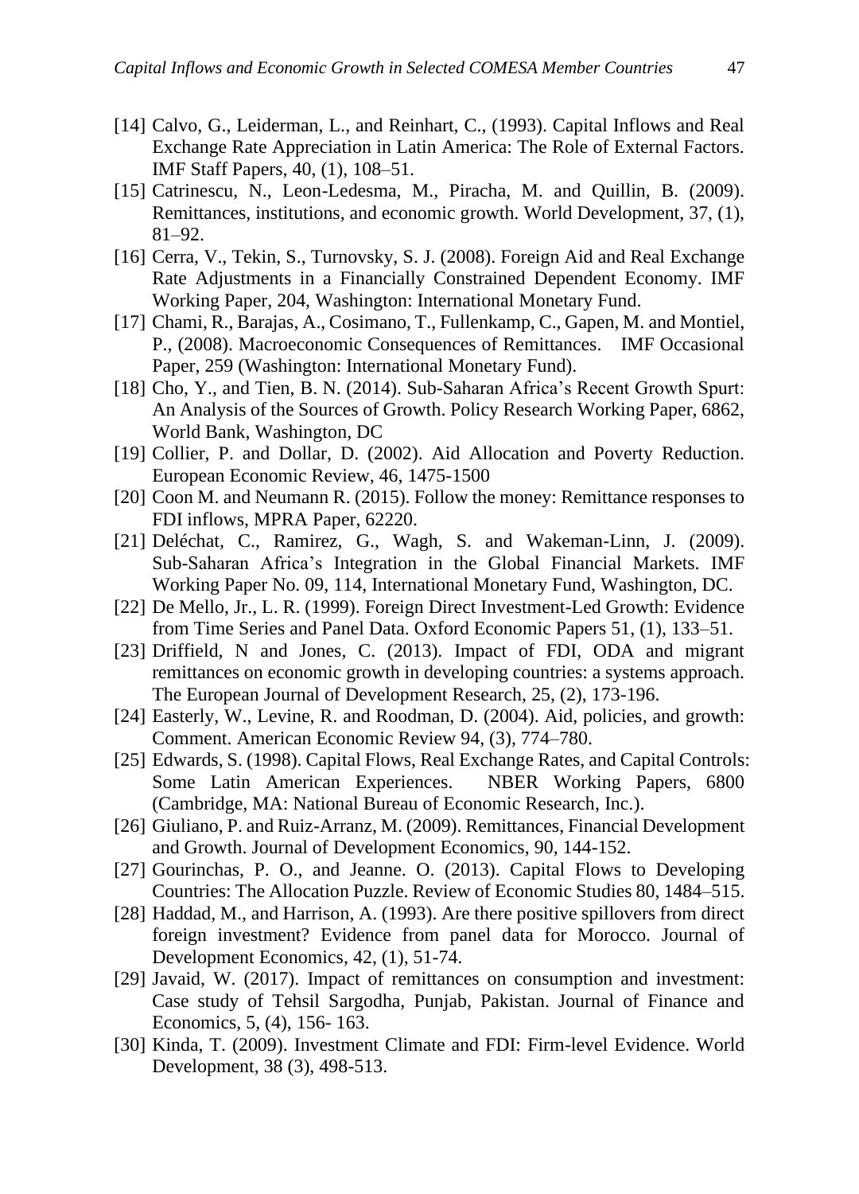[14] Calvo, G., Leiderman, L., and Reinhart, C., (1993). Capital Inflows and Real Exchange Rate Appreciation in Latin America: The Role of External Factors. IMF Staff Papers, 40, (1), 108–51.

[15] Catrinescu, N., Leon-Ledesma, M., Piracha, M. and Quillin, B. (2009). Remittances, institutions, and economic growth. World Development, 37, (1), 81–92.

[16] Cerra, V., Tekin, S., Turnovsky, S. J. (2008). Foreign Aid and Real Exchange Rate Adjustments in a Financially Constrained Dependent Economy. IMF Working Paper, 204, Washington: International Monetary Fund.

[17] Chami, R., Barajas, A., Cosimano, T., Fullenkamp, C., Gapen, M. and Montiel, P., (2008). Macroeconomic Consequences of Remittances. IMF Occasional Paper, 259 (Washington: International Monetary Fund).

[18] Cho, Y., and Tien, B. N. (2014). Sub-Saharan Africa's Recent Growth Spurt: An Analysis of the Sources of Growth. Policy Research Working Paper, 6862, World Bank, Washington, DC

[19] Collier, P. and Dollar, D. (2002). Aid Allocation and Poverty Reduction. European Economic Review, 46, 1475-1500

[20] Coon M. and Neumann R. (2015). Follow the money: Remittance responses to FDI inflows, MPRA Paper, 62220.

[21] Deléchat, C., Ramirez, G., Wagh, S. and Wakeman-Linn, J. (2009). Sub-Saharan Africa's Integration in the Global Financial Markets. IMF Working Paper No. 09, 114, International Monetary Fund, Washington, DC.

[22] De Mello, Jr., L. R. (1999). Foreign Direct Investment-Led Growth: Evidence from Time Series and Panel Data. Oxford Economic Papers 51, (1), 133–51.

[23] Driffield, N and Jones, C. (2013). Impact of FDI, ODA and migrant remittances on economic growth in developing countries: a systems approach. The European Journal of Development Research, 25, (2), 173-196.

[24] Easterly, W., Levine, R. and Roodman, D. (2004). Aid, policies, and growth: Comment. American Economic Review 94, (3), 774–780.

[25] Edwards, S. (1998). Capital Flows, Real Exchange Rates, and Capital Controls: Some Latin American Experiences. NBER Working Papers, 6800 (Cambridge, MA: National Bureau of Economic Research, Inc.).

[26] Giuliano, P. and Ruiz-Arranz, M. (2009). Remittances, Financial Development and Growth. Journal of Development Economics, 90, 144-152.

[27] Gourinchas, P. O., and Jeanne. O. (2013). Capital Flows to Developing Countries: The Allocation Puzzle. Review of Economic Studies 80, 1484–515.

[28] Haddad, M., and Harrison, A. (1993). Are there positive spillovers from direct foreign investment? Evidence from panel data for Morocco. Journal of Development Economics, 42, (1), 51-74.

[29] Javaid, W. (2017). Impact of remittances on consumption and investment: Case study of Tehsil Sargodha, Punjab, Pakistan. Journal of Finance and Economics, 5, (4), 156- 163.

[30] Kinda, T. (2009). Investment Climate and FDI: Firm-level Evidence. World Development, 38 (3), 498-513.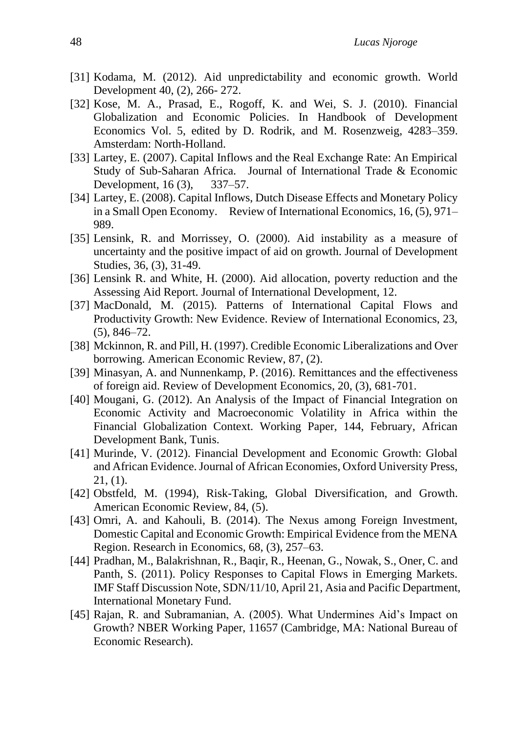[31] Kodama, M. (2012). Aid unpredictability and economic growth. World Development 40, (2), 266- 272.

[32] Kose, M. A., Prasad, E., Rogoff, K. and Wei, S. J. (2010). Financial Globalization and Economic Policies. In Handbook of Development Economics Vol. 5, edited by D. Rodrik, and M. Rosenzweig, 4283–359. Amsterdam: North-Holland.

[33] Lartey, E. (2007). Capital Inflows and the Real Exchange Rate: An Empirical Study of Sub-Saharan Africa. Journal of International Trade & Economic Development, 16 (3), 337–57.

[34] Lartey, E. (2008). Capital Inflows, Dutch Disease Effects and Monetary Policy in a Small Open Economy. Review of International Economics, 16, (5), 971–989.

[35] Lensink, R. and Morrissey, O. (2000). Aid instability as a measure of uncertainty and the positive impact of aid on growth. Journal of Development Studies, 36, (3), 31-49.

[36] Lensink R. and White, H. (2000). Aid allocation, poverty reduction and the Assessing Aid Report. Journal of International Development, 12.

[37] MacDonald, M. (2015). Patterns of International Capital Flows and Productivity Growth: New Evidence. Review of International Economics, 23, (5), 846–72.

[38] Mckinnon, R. and Pill, H. (1997). Credible Economic Liberalizations and Over borrowing. American Economic Review, 87, (2).

[39] Minasyan, A. and Nunnenkamp, P. (2016). Remittances and the effectiveness of foreign aid. Review of Development Economics, 20, (3), 681-701.

[40] Mougani, G. (2012). An Analysis of the Impact of Financial Integration on Economic Activity and Macroeconomic Volatility in Africa within the Financial Globalization Context. Working Paper, 144, February, African Development Bank, Tunis.

[41] Murinde, V. (2012). Financial Development and Economic Growth: Global and African Evidence. Journal of African Economies, Oxford University Press, 21, (1).

[42] Obstfeld, M. (1994), Risk-Taking, Global Diversification, and Growth. American Economic Review, 84, (5).

[43] Omri, A. and Kahouli, B. (2014). The Nexus among Foreign Investment, Domestic Capital and Economic Growth: Empirical Evidence from the MENA Region. Research in Economics, 68, (3), 257–63.

[44] Pradhan, M., Balakrishnan, R., Baqir, R., Heenan, G., Nowak, S., Oner, C. and Panth, S. (2011). Policy Responses to Capital Flows in Emerging Markets. IMF Staff Discussion Note, SDN/11/10, April 21, Asia and Pacific Department, International Monetary Fund.

[45] Rajan, R. and Subramanian, A. (2005). What Undermines Aid's Impact on Growth? NBER Working Paper, 11657 (Cambridge, MA: National Bureau of Economic Research).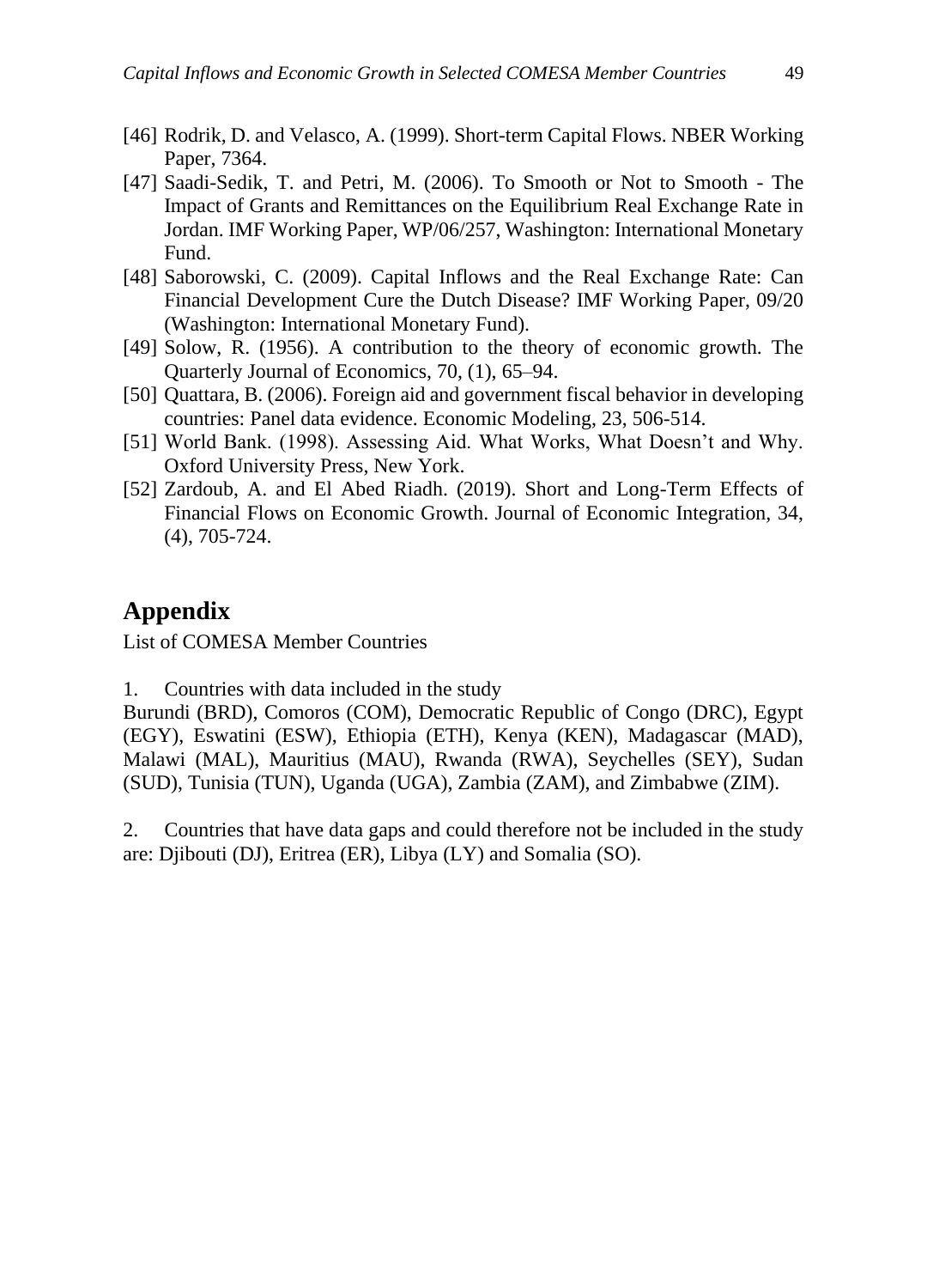[46] Rodrik, D. and Velasco, A. (1999). Short-term Capital Flows. NBER Working Paper, 7364.

[47] Saadi-Sedik, T. and Petri, M. (2006). To Smooth or Not to Smooth - The Impact of Grants and Remittances on the Equilibrium Real Exchange Rate in Jordan. IMF Working Paper, WP/06/257, Washington: International Monetary Fund.

[48] Saborowski, C. (2009). Capital Inflows and the Real Exchange Rate: Can Financial Development Cure the Dutch Disease? IMF Working Paper, 09/20 (Washington: International Monetary Fund).

[49] Solow, R. (1956). A contribution to the theory of economic growth. The Quarterly Journal of Economics, 70, (1), 65–94.

[50] Quattara, B. (2006). Foreign aid and government fiscal behavior in developing countries: Panel data evidence. Economic Modeling, 23, 506-514.

[51] World Bank. (1998). Assessing Aid. What Works, What Doesn't and Why. Oxford University Press, New York.

[52] Zardoub, A. and El Abed Riadh. (2019). Short and Long-Term Effects of Financial Flows on Economic Growth. Journal of Economic Integration, 34, (4), 705-724.

# Appendix

List of COMESA Member Countries

1. Countries with data included in the study

Burundi (BRD), Comoros (COM), Democratic Republic of Congo (DRC), Egypt (EGY), Eswatini (ESW), Ethiopia (ETH), Kenya (KEN), Madagascar (MAD), Malawi (MAL), Mauritius (MAU), Rwanda (RWA), Seychelles (SEY), Sudan (SUD), Tunisia (TUN), Uganda (UGA), Zambia (ZAM), and Zimbabwe (ZIM).

2. Countries that have data gaps and could therefore not be included in the study are: Djibouti (DJ), Eritrea (ER), Libya (LY) and Somalia (SO).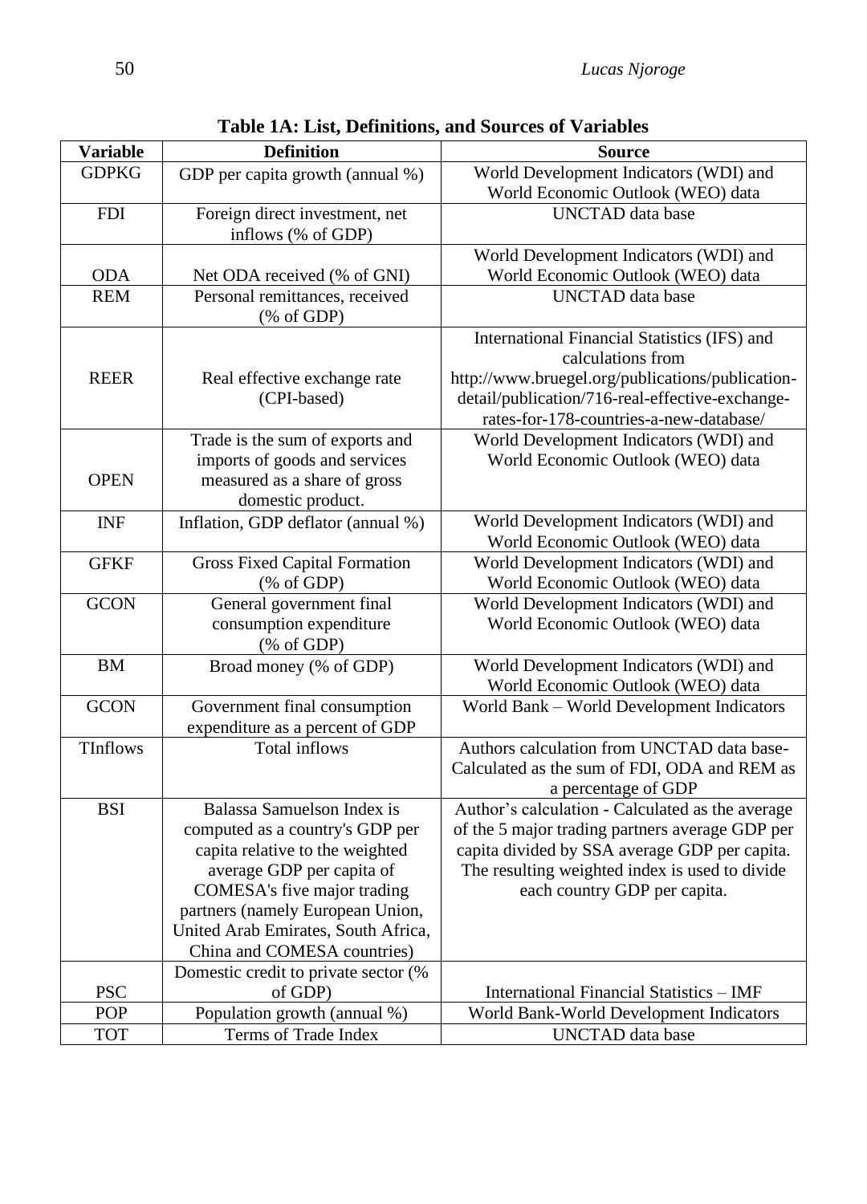**Table 1A: List, Definitions, and Sources of Variables**

| Variable | Definition | Source |
|---|---|---|
| GDPKG | GDP per capita growth (annual %) | World Development Indicators (WDI) and World Economic Outlook (WEO) data |
| FDI | Foreign direct investment, net inflows (% of GDP) | UNCTAD data base |
| ODA | Net ODA received (% of GNI) | World Development Indicators (WDI) and World Economic Outlook (WEO) data |
| REM | Personal remittances, received (% of GDP) | UNCTAD data base |
| REER | Real effective exchange rate (CPI-based) | International Financial Statistics (IFS) and calculations from http://www.bruegel.org/publications/publication-detail/publication/716-real-effective-exchange-rates-for-178-countries-a-new-database/ |
| OPEN | Trade is the sum of exports and imports of goods and services measured as a share of gross domestic product. | World Development Indicators (WDI) and World Economic Outlook (WEO) data |
| INF | Inflation, GDP deflator (annual %) | World Development Indicators (WDI) and World Economic Outlook (WEO) data |
| GFKF | Gross Fixed Capital Formation (% of GDP) | World Development Indicators (WDI) and World Economic Outlook (WEO) data |
| GCON | General government final consumption expenditure (% of GDP) | World Development Indicators (WDI) and World Economic Outlook (WEO) data |
| BM | Broad money (% of GDP) | World Development Indicators (WDI) and World Economic Outlook (WEO) data |
| GCON | Government final consumption expenditure as a percent of GDP | World Bank – World Development Indicators |
| TInflows | Total inflows | Authors calculation from UNCTAD data base-Calculated as the sum of FDI, ODA and REM as a percentage of GDP |
| BSI | Balassa Samuelson Index is computed as a country's GDP per capita relative to the weighted average GDP per capita of COMESA's five major trading partners (namely European Union, United Arab Emirates, South Africa, China and COMESA countries) | Author's calculation - Calculated as the average of the 5 major trading partners average GDP per capita divided by SSA average GDP per capita. The resulting weighted index is used to divide each country GDP per capita. |
| PSC | Domestic credit to private sector (% of GDP) | International Financial Statistics – IMF |
| POP | Population growth (annual %) | World Bank-World Development Indicators |
| TOT | Terms of Trade Index | UNCTAD data base |